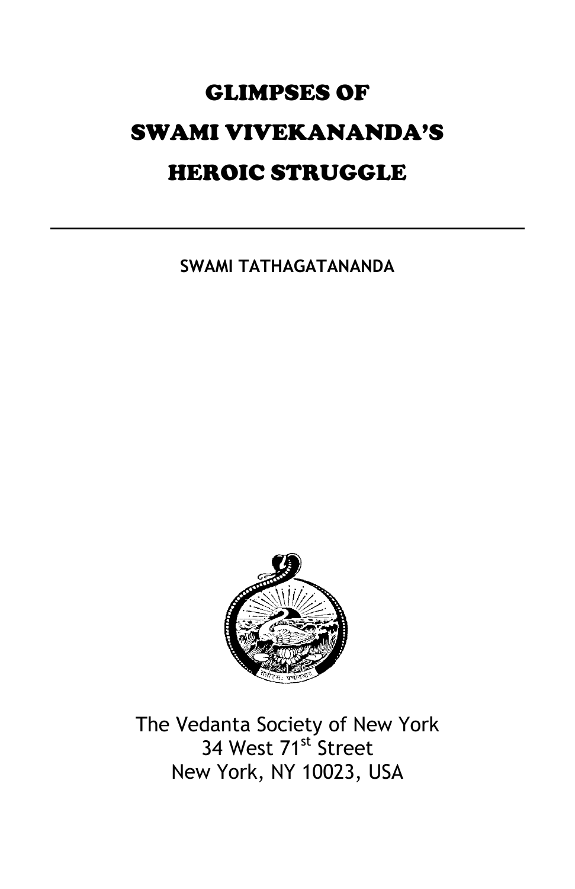# GLIMPSES OF SWAMI VIVEKANANDA'S HEROIC STRUGGLE

---

**SWAMI TATHAGATANANDA**

The Vedanta Society of New York
34 West 71st Street
New York, NY 10023, USA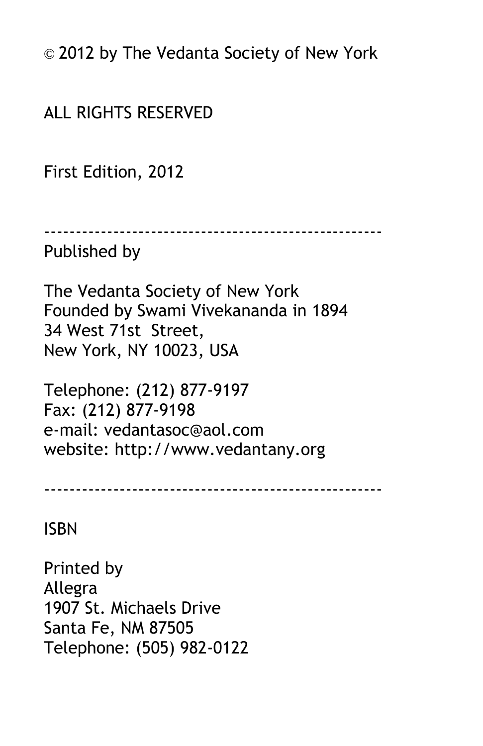© 2012 by The Vedanta Society of New York

ALL RIGHTS RESERVED

First Edition, 2012

---

Published by

The Vedanta Society of New York
Founded by Swami Vivekananda in 1894
34 West 71st Street,
New York, NY 10023, USA

Telephone: (212) 877-9197
Fax: (212) 877-9198
e-mail: vedantasoc@aol.com
website: http://www.vedantany.org

---

ISBN

Printed by
Allegra
1907 St. Michaels Drive
Santa Fe, NM 87505
Telephone: (505) 982-0122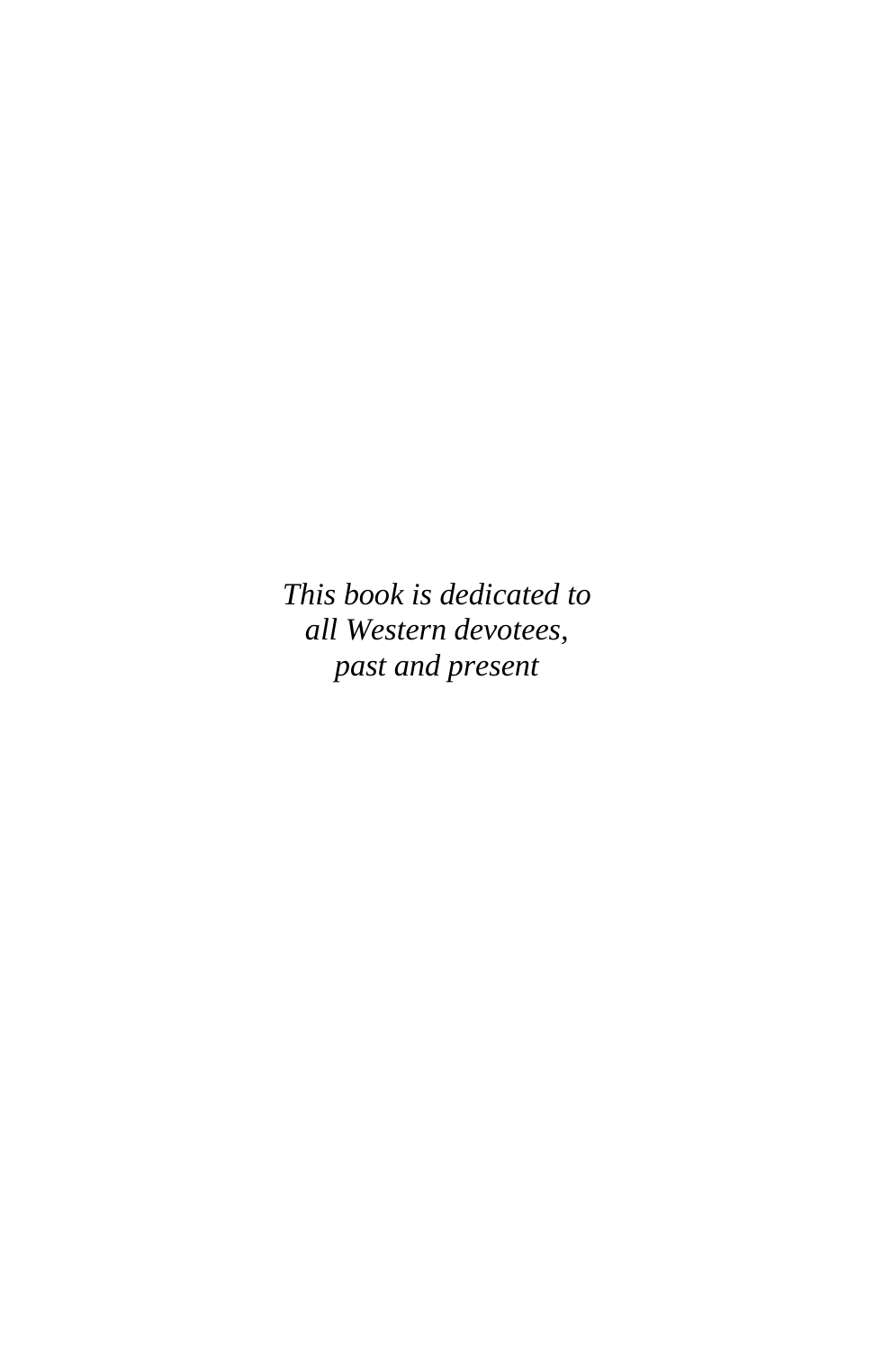*This book is dedicated to*
*all Western devotees,*
*past and present*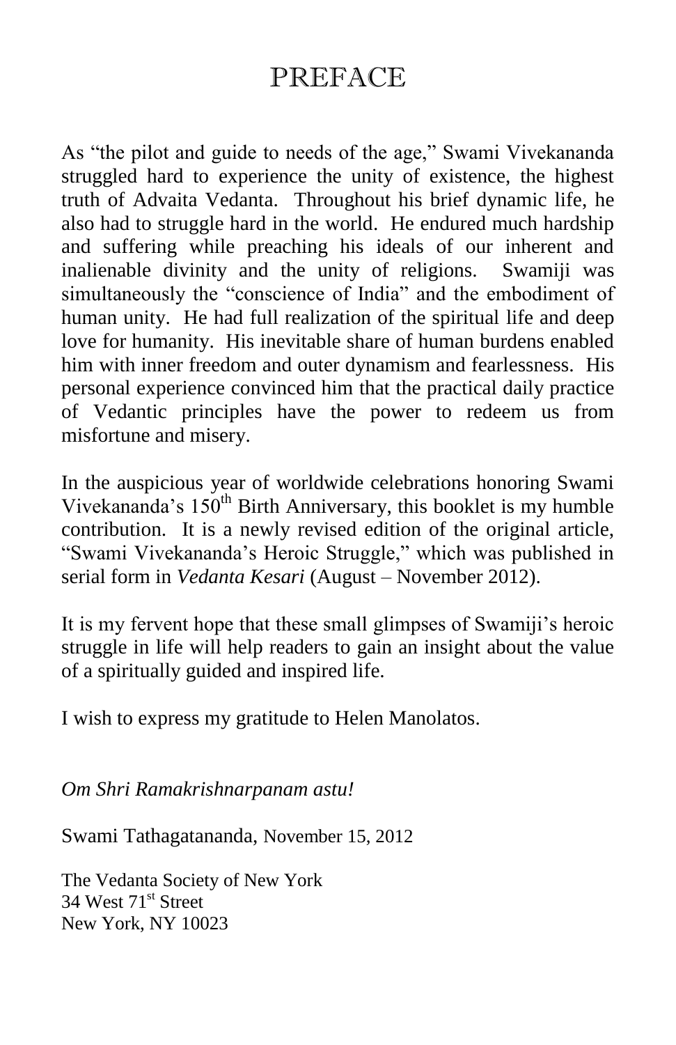# PREFACE

As "the pilot and guide to needs of the age," Swami Vivekananda struggled hard to experience the unity of existence, the highest truth of Advaita Vedanta. Throughout his brief dynamic life, he also had to struggle hard in the world. He endured much hardship and suffering while preaching his ideals of our inherent and inalienable divinity and the unity of religions. Swamiji was simultaneously the "conscience of India" and the embodiment of human unity. He had full realization of the spiritual life and deep love for humanity. His inevitable share of human burdens enabled him with inner freedom and outer dynamism and fearlessness. His personal experience convinced him that the practical daily practice of Vedantic principles have the power to redeem us from misfortune and misery.

In the auspicious year of worldwide celebrations honoring Swami Vivekananda's 150th Birth Anniversary, this booklet is my humble contribution. It is a newly revised edition of the original article, "Swami Vivekananda's Heroic Struggle," which was published in serial form in *Vedanta Kesari* (August – November 2012).

It is my fervent hope that these small glimpses of Swamiji's heroic struggle in life will help readers to gain an insight about the value of a spiritually guided and inspired life.

I wish to express my gratitude to Helen Manolatos.

*Om Shri Ramakrishnarpanam astu!*

Swami Tathagatananda, November 15, 2012

The Vedanta Society of New York
34 West 71st Street
New York, NY 10023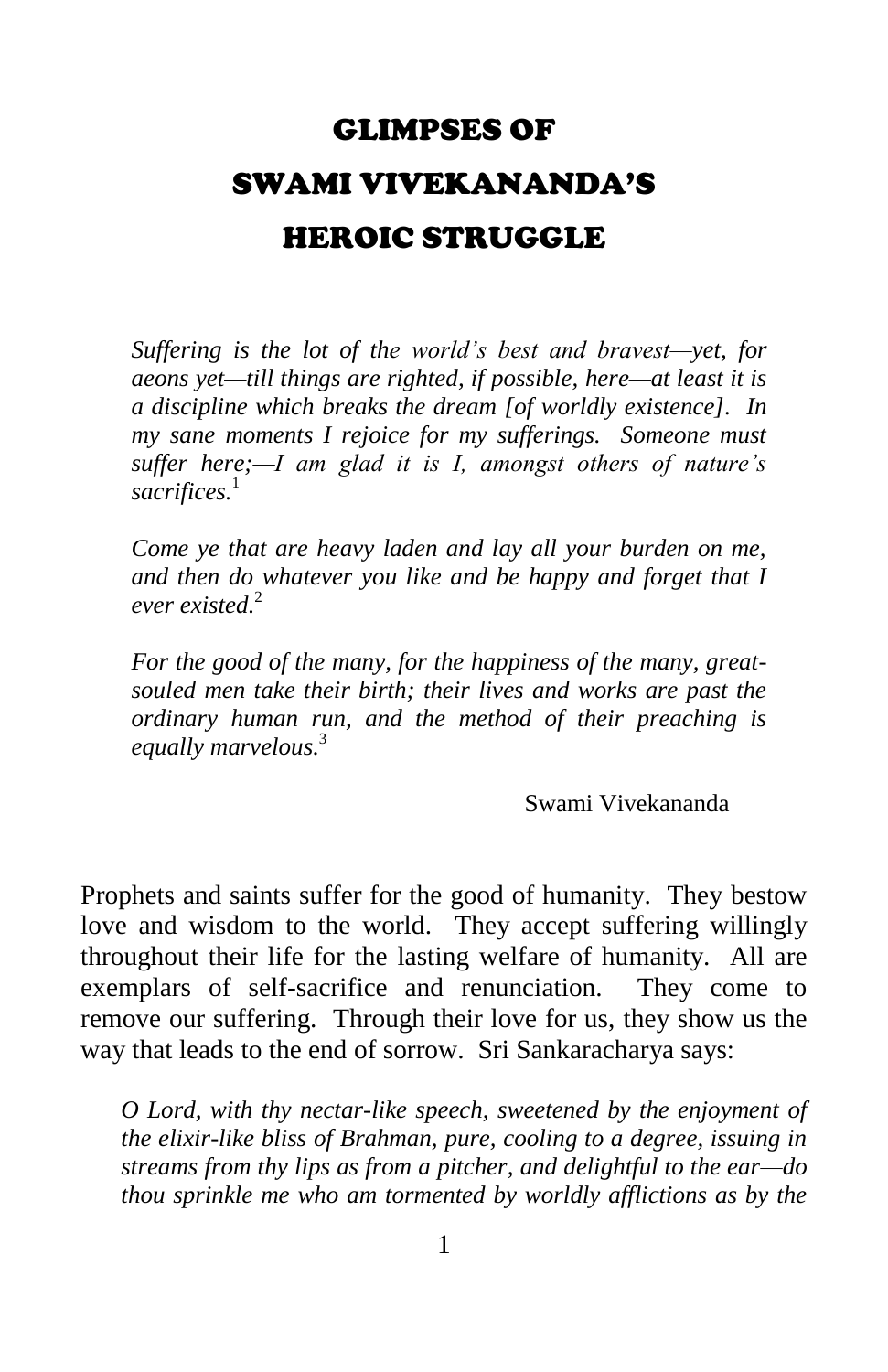# GLIMPSES OF SWAMI VIVEKANANDA'S HEROIC STRUGGLE

> *Suffering is the lot of the world's best and bravest—yet, for aeons yet—till things are righted, if possible, here—at least it is a discipline which breaks the dream [of worldly existence]. In my sane moments I rejoice for my sufferings. Someone must suffer here;—I am glad it is I, amongst others of nature's sacrifices.*[1]
>
> *Come ye that are heavy laden and lay all your burden on me, and then do whatever you like and be happy and forget that I ever existed.*[2]
>
> *For the good of the many, for the happiness of the many, great-souled men take their birth; their lives and works are past the ordinary human run, and the method of their preaching is equally marvelous.*[3]
>
> Swami Vivekananda

Prophets and saints suffer for the good of humanity. They bestow love and wisdom to the world. They accept suffering willingly throughout their life for the lasting welfare of humanity. All are exemplars of self-sacrifice and renunciation. They come to remove our suffering. Through their love for us, they show us the way that leads to the end of sorrow. Sri Sankaracharya says:

> *O Lord, with thy nectar-like speech, sweetened by the enjoyment of the elixir-like bliss of Brahman, pure, cooling to a degree, issuing in streams from thy lips as from a pitcher, and delightful to the ear—do thou sprinkle me who am tormented by worldly afflictions as by the*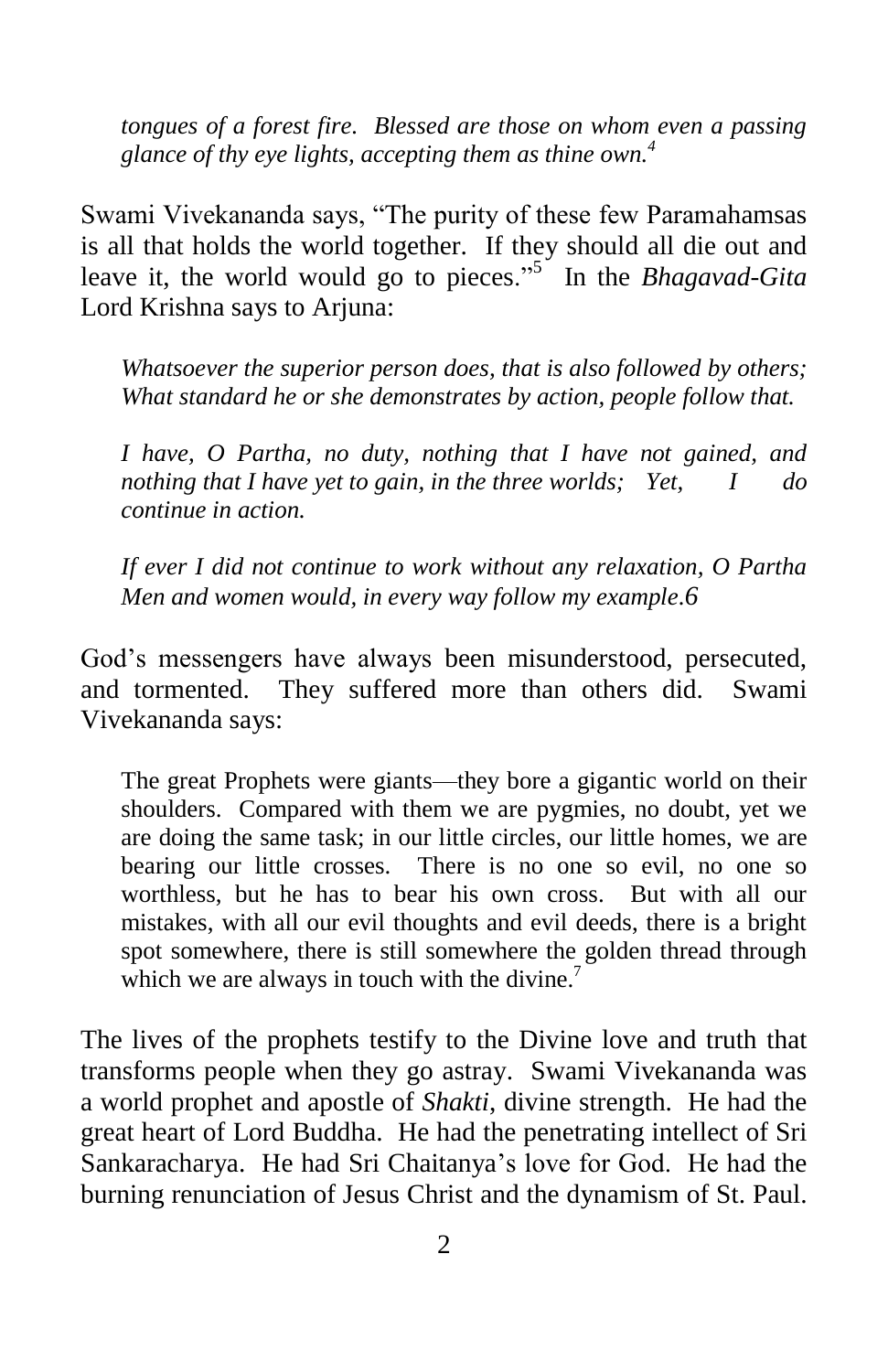*tongues of a forest fire. Blessed are those on whom even a passing glance of thy eye lights, accepting them as thine own.*[4]

Swami Vivekananda says, "The purity of these few Paramahamsas is all that holds the world together. If they should all die out and leave it, the world would go to pieces."[5] In the *Bhagavad-Gita* Lord Krishna says to Arjuna:

> *Whatsoever the superior person does, that is also followed by others; What standard he or she demonstrates by action, people follow that.*
>
> *I have, O Partha, no duty, nothing that I have not gained, and nothing that I have yet to gain, in the three worlds; Yet, I do continue in action.*
>
> *If ever I did not continue to work without any relaxation, O Partha Men and women would, in every way follow my example.6*

God's messengers have always been misunderstood, persecuted, and tormented. They suffered more than others did. Swami Vivekananda says:

> The great Prophets were giants—they bore a gigantic world on their shoulders. Compared with them we are pygmies, no doubt, yet we are doing the same task; in our little circles, our little homes, we are bearing our little crosses. There is no one so evil, no one so worthless, but he has to bear his own cross. But with all our mistakes, with all our evil thoughts and evil deeds, there is a bright spot somewhere, there is still somewhere the golden thread through which we are always in touch with the divine.[7]

The lives of the prophets testify to the Divine love and truth that transforms people when they go astray. Swami Vivekananda was a world prophet and apostle of *Shakti*, divine strength. He had the great heart of Lord Buddha. He had the penetrating intellect of Sri Sankaracharya. He had Sri Chaitanya's love for God. He had the burning renunciation of Jesus Christ and the dynamism of St. Paul.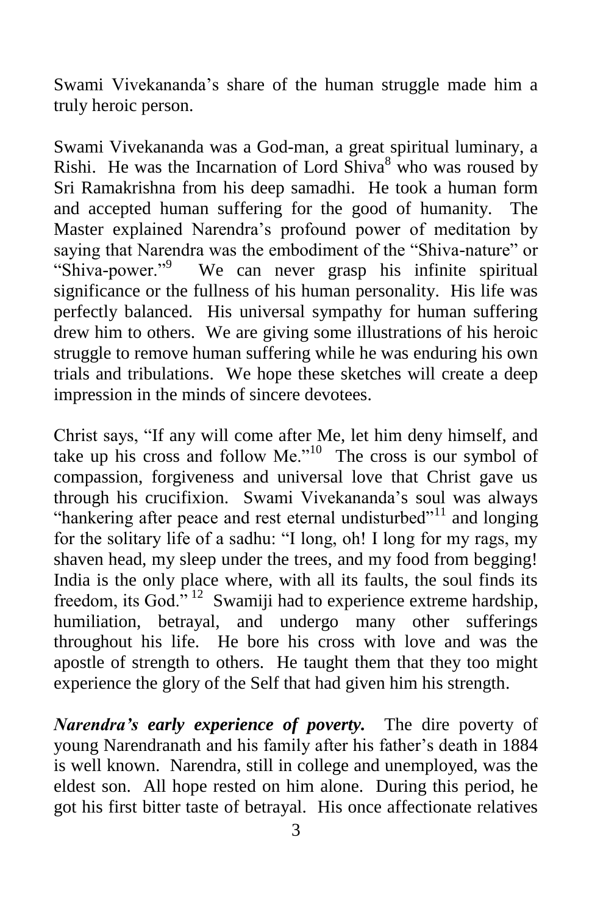Swami Vivekananda's share of the human struggle made him a truly heroic person.

Swami Vivekananda was a God-man, a great spiritual luminary, a Rishi. He was the Incarnation of Lord Shiva[8] who was roused by Sri Ramakrishna from his deep samadhi. He took a human form and accepted human suffering for the good of humanity. The Master explained Narendra's profound power of meditation by saying that Narendra was the embodiment of the "Shiva-nature" or "Shiva-power."[9] We can never grasp his infinite spiritual significance or the fullness of his human personality. His life was perfectly balanced. His universal sympathy for human suffering drew him to others. We are giving some illustrations of his heroic struggle to remove human suffering while he was enduring his own trials and tribulations. We hope these sketches will create a deep impression in the minds of sincere devotees.

Christ says, "If any will come after Me, let him deny himself, and take up his cross and follow Me."[10] The cross is our symbol of compassion, forgiveness and universal love that Christ gave us through his crucifixion. Swami Vivekananda's soul was always "hankering after peace and rest eternal undisturbed"[11] and longing for the solitary life of a sadhu: "I long, oh! I long for my rags, my shaven head, my sleep under the trees, and my food from begging! India is the only place where, with all its faults, the soul finds its freedom, its God."[12] Swamiji had to experience extreme hardship, humiliation, betrayal, and undergo many other sufferings throughout his life. He bore his cross with love and was the apostle of strength to others. He taught them that they too might experience the glory of the Self that had given him his strength.

***Narendra's early experience of poverty.*** The dire poverty of young Narendranath and his family after his father's death in 1884 is well known. Narendra, still in college and unemployed, was the eldest son. All hope rested on him alone. During this period, he got his first bitter taste of betrayal. His once affectionate relatives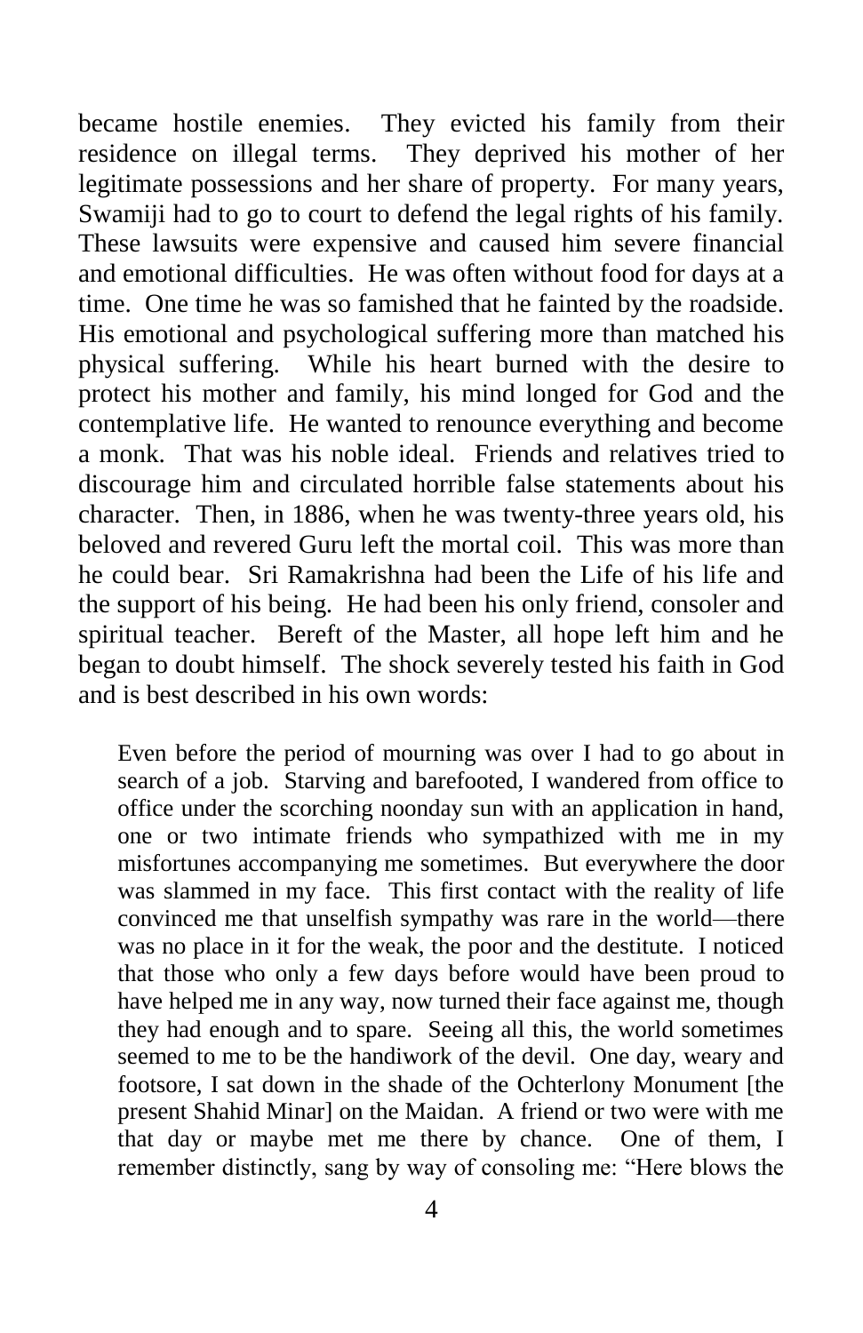became hostile enemies. They evicted his family from their residence on illegal terms. They deprived his mother of her legitimate possessions and her share of property. For many years, Swamiji had to go to court to defend the legal rights of his family. These lawsuits were expensive and caused him severe financial and emotional difficulties. He was often without food for days at a time. One time he was so famished that he fainted by the roadside. His emotional and psychological suffering more than matched his physical suffering. While his heart burned with the desire to protect his mother and family, his mind longed for God and the contemplative life. He wanted to renounce everything and become a monk. That was his noble ideal. Friends and relatives tried to discourage him and circulated horrible false statements about his character. Then, in 1886, when he was twenty-three years old, his beloved and revered Guru left the mortal coil. This was more than he could bear. Sri Ramakrishna had been the Life of his life and the support of his being. He had been his only friend, consoler and spiritual teacher. Bereft of the Master, all hope left him and he began to doubt himself. The shock severely tested his faith in God and is best described in his own words:

> Even before the period of mourning was over I had to go about in search of a job. Starving and barefooted, I wandered from office to office under the scorching noonday sun with an application in hand, one or two intimate friends who sympathized with me in my misfortunes accompanying me sometimes. But everywhere the door was slammed in my face. This first contact with the reality of life convinced me that unselfish sympathy was rare in the world—there was no place in it for the weak, the poor and the destitute. I noticed that those who only a few days before would have been proud to have helped me in any way, now turned their face against me, though they had enough and to spare. Seeing all this, the world sometimes seemed to me to be the handiwork of the devil. One day, weary and footsore, I sat down in the shade of the Ochterlony Monument [the present Shahid Minar] on the Maidan. A friend or two were with me that day or maybe met me there by chance. One of them, I remember distinctly, sang by way of consoling me: "Here blows the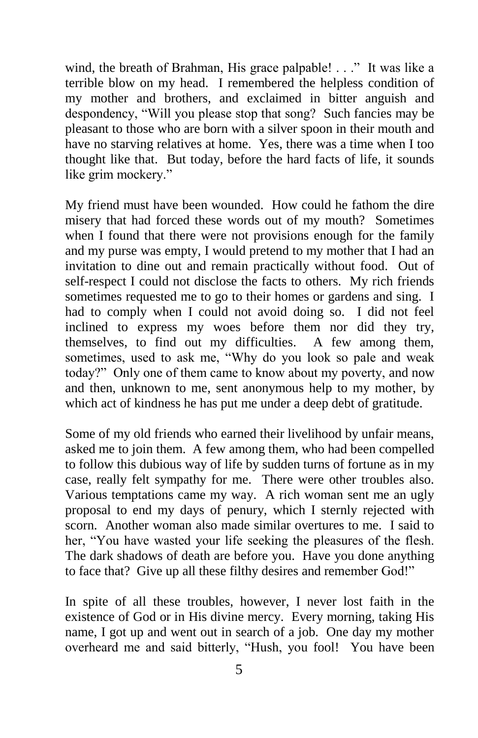wind, the breath of Brahman, His grace palpable! . . ." It was like a terrible blow on my head. I remembered the helpless condition of my mother and brothers, and exclaimed in bitter anguish and despondency, "Will you please stop that song? Such fancies may be pleasant to those who are born with a silver spoon in their mouth and have no starving relatives at home. Yes, there was a time when I too thought like that. But today, before the hard facts of life, it sounds like grim mockery."

My friend must have been wounded. How could he fathom the dire misery that had forced these words out of my mouth? Sometimes when I found that there were not provisions enough for the family and my purse was empty, I would pretend to my mother that I had an invitation to dine out and remain practically without food. Out of self-respect I could not disclose the facts to others. My rich friends sometimes requested me to go to their homes or gardens and sing. I had to comply when I could not avoid doing so. I did not feel inclined to express my woes before them nor did they try, themselves, to find out my difficulties. A few among them, sometimes, used to ask me, "Why do you look so pale and weak today?" Only one of them came to know about my poverty, and now and then, unknown to me, sent anonymous help to my mother, by which act of kindness he has put me under a deep debt of gratitude.

Some of my old friends who earned their livelihood by unfair means, asked me to join them. A few among them, who had been compelled to follow this dubious way of life by sudden turns of fortune as in my case, really felt sympathy for me. There were other troubles also. Various temptations came my way. A rich woman sent me an ugly proposal to end my days of penury, which I sternly rejected with scorn. Another woman also made similar overtures to me. I said to her, "You have wasted your life seeking the pleasures of the flesh. The dark shadows of death are before you. Have you done anything to face that? Give up all these filthy desires and remember God!"

In spite of all these troubles, however, I never lost faith in the existence of God or in His divine mercy. Every morning, taking His name, I got up and went out in search of a job. One day my mother overheard me and said bitterly, "Hush, you fool! You have been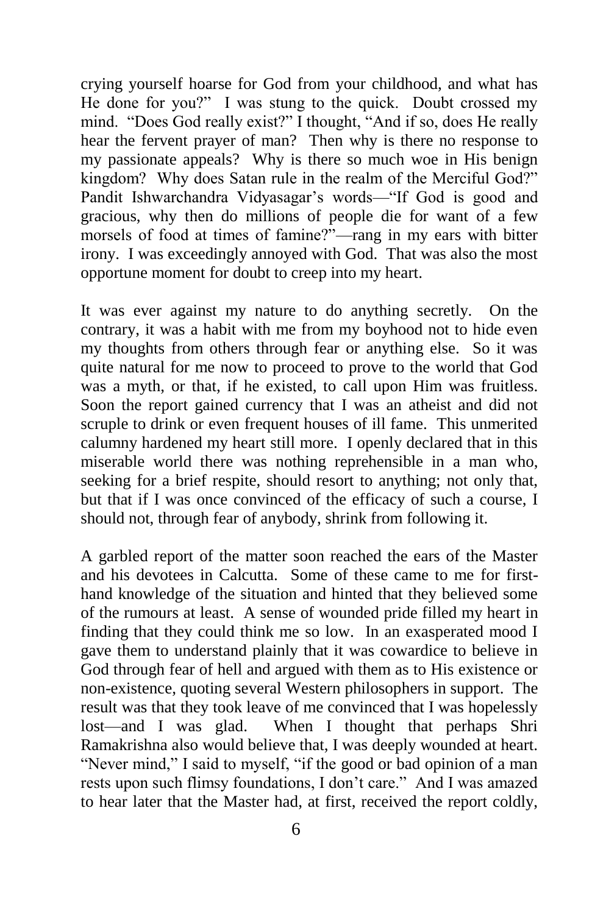crying yourself hoarse for God from your childhood, and what has He done for you?" I was stung to the quick. Doubt crossed my mind. "Does God really exist?" I thought, "And if so, does He really hear the fervent prayer of man? Then why is there no response to my passionate appeals? Why is there so much woe in His benign kingdom? Why does Satan rule in the realm of the Merciful God?" Pandit Ishwarchandra Vidyasagar's words—"If God is good and gracious, why then do millions of people die for want of a few morsels of food at times of famine?"—rang in my ears with bitter irony. I was exceedingly annoyed with God. That was also the most opportune moment for doubt to creep into my heart.

It was ever against my nature to do anything secretly. On the contrary, it was a habit with me from my boyhood not to hide even my thoughts from others through fear or anything else. So it was quite natural for me now to proceed to prove to the world that God was a myth, or that, if he existed, to call upon Him was fruitless. Soon the report gained currency that I was an atheist and did not scruple to drink or even frequent houses of ill fame. This unmerited calumny hardened my heart still more. I openly declared that in this miserable world there was nothing reprehensible in a man who, seeking for a brief respite, should resort to anything; not only that, but that if I was once convinced of the efficacy of such a course, I should not, through fear of anybody, shrink from following it.

A garbled report of the matter soon reached the ears of the Master and his devotees in Calcutta. Some of these came to me for first-hand knowledge of the situation and hinted that they believed some of the rumours at least. A sense of wounded pride filled my heart in finding that they could think me so low. In an exasperated mood I gave them to understand plainly that it was cowardice to believe in God through fear of hell and argued with them as to His existence or non-existence, quoting several Western philosophers in support. The result was that they took leave of me convinced that I was hopelessly lost—and I was glad. When I thought that perhaps Shri Ramakrishna also would believe that, I was deeply wounded at heart. "Never mind," I said to myself, "if the good or bad opinion of a man rests upon such flimsy foundations, I don't care." And I was amazed to hear later that the Master had, at first, received the report coldly,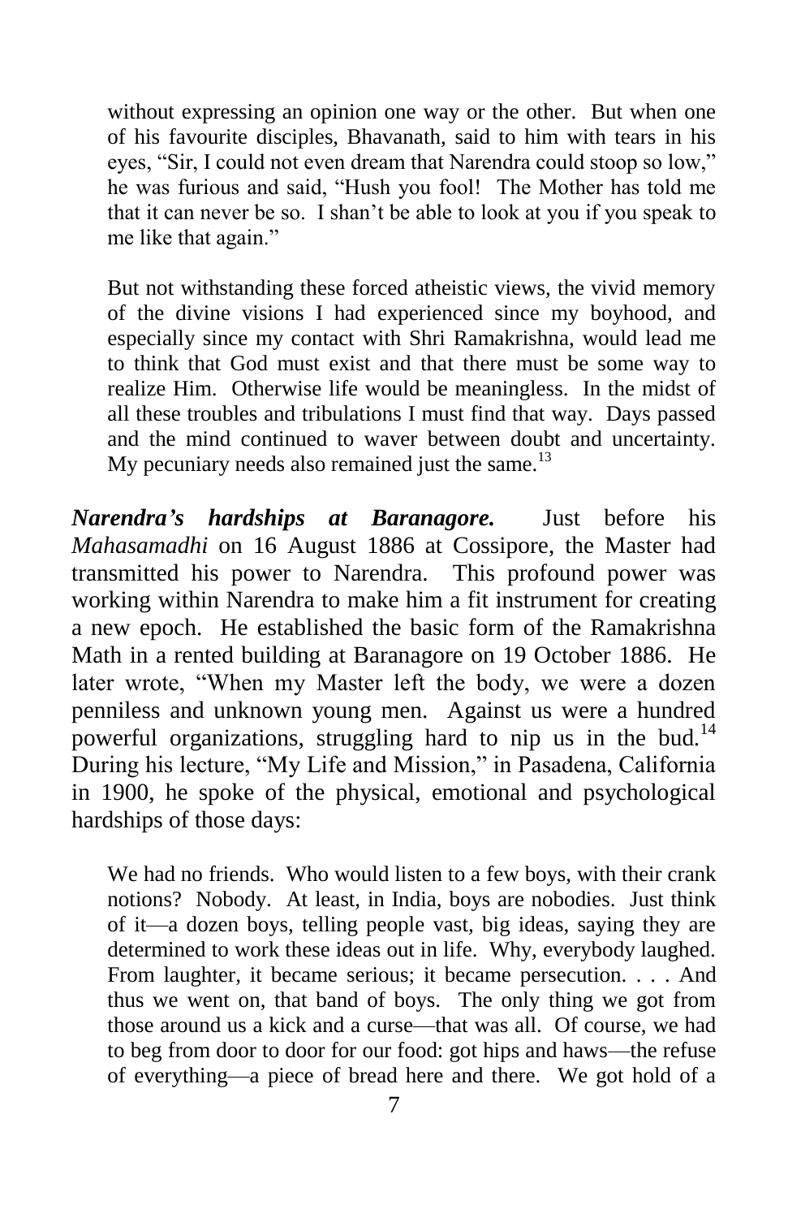without expressing an opinion one way or the other. But when one of his favourite disciples, Bhavanath, said to him with tears in his eyes, "Sir, I could not even dream that Narendra could stoop so low," he was furious and said, "Hush you fool! The Mother has told me that it can never be so. I shan't be able to look at you if you speak to me like that again."

> But not withstanding these forced atheistic views, the vivid memory of the divine visions I had experienced since my boyhood, and especially since my contact with Shri Ramakrishna, would lead me to think that God must exist and that there must be some way to realize Him. Otherwise life would be meaningless. In the midst of all these troubles and tribulations I must find that way. Days passed and the mind continued to waver between doubt and uncertainty. My pecuniary needs also remained just the same.[13]

***Narendra's hardships at Baranagore.*** Just before his *Mahasamadhi* on 16 August 1886 at Cossipore, the Master had transmitted his power to Narendra. This profound power was working within Narendra to make him a fit instrument for creating a new epoch. He established the basic form of the Ramakrishna Math in a rented building at Baranagore on 19 October 1886. He later wrote, "When my Master left the body, we were a dozen penniless and unknown young men. Against us were a hundred powerful organizations, struggling hard to nip us in the bud.[14] During his lecture, "My Life and Mission," in Pasadena, California in 1900, he spoke of the physical, emotional and psychological hardships of those days:

> We had no friends. Who would listen to a few boys, with their crank notions? Nobody. At least, in India, boys are nobodies. Just think of it—a dozen boys, telling people vast, big ideas, saying they are determined to work these ideas out in life. Why, everybody laughed. From laughter, it became serious; it became persecution. . . . And thus we went on, that band of boys. The only thing we got from those around us a kick and a curse—that was all. Of course, we had to beg from door to door for our food: got hips and haws—the refuse of everything—a piece of bread here and there. We got hold of a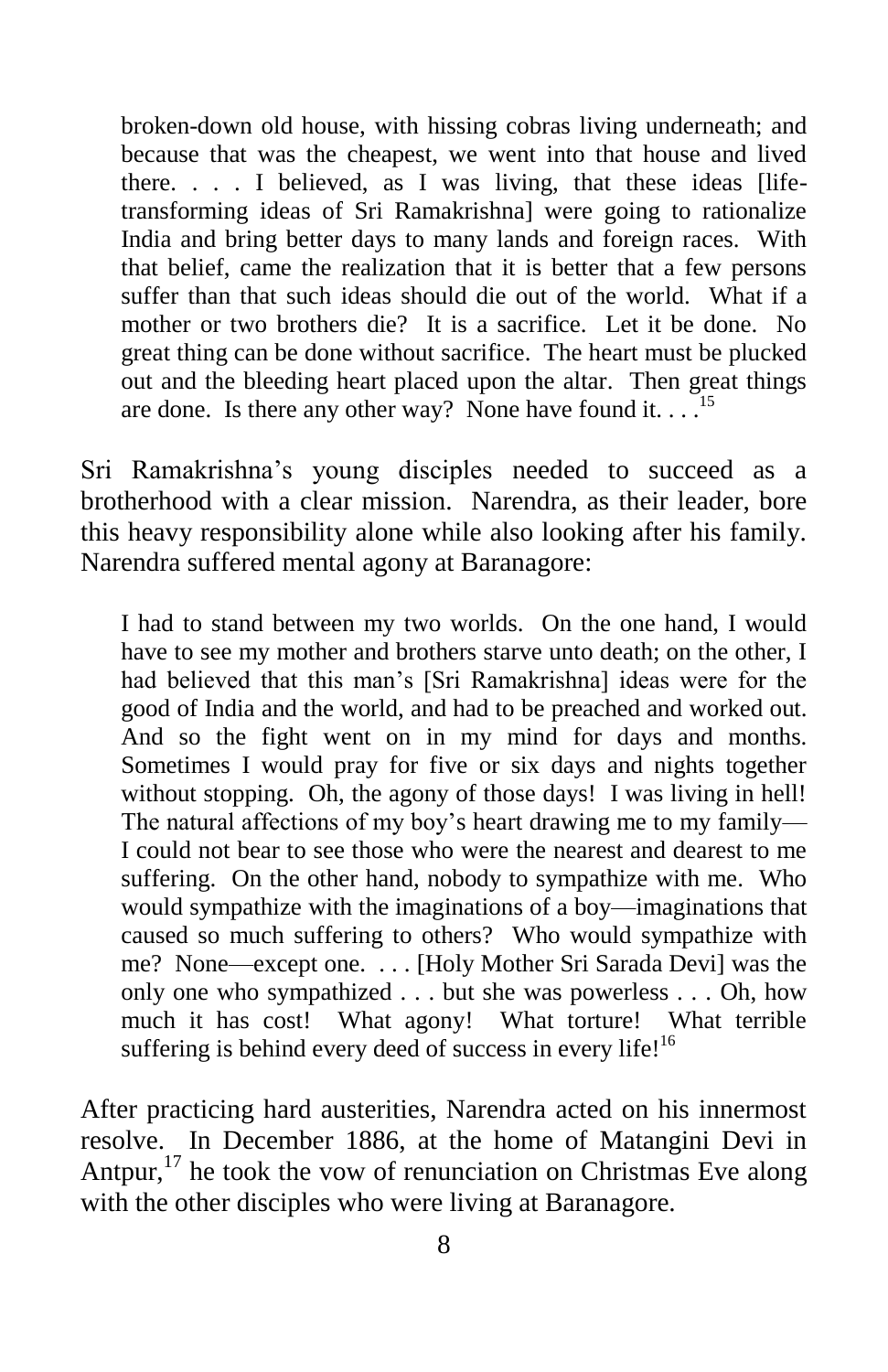> broken-down old house, with hissing cobras living underneath; and because that was the cheapest, we went into that house and lived there. . . . I believed, as I was living, that these ideas [life-transforming ideas of Sri Ramakrishna] were going to rationalize India and bring better days to many lands and foreign races. With that belief, came the realization that it is better that a few persons suffer than that such ideas should die out of the world. What if a mother or two brothers die? It is a sacrifice. Let it be done. No great thing can be done without sacrifice. The heart must be plucked out and the bleeding heart placed upon the altar. Then great things are done. Is there any other way? None have found it. . . .[15]

Sri Ramakrishna's young disciples needed to succeed as a brotherhood with a clear mission. Narendra, as their leader, bore this heavy responsibility alone while also looking after his family. Narendra suffered mental agony at Baranagore:

> I had to stand between my two worlds. On the one hand, I would have to see my mother and brothers starve unto death; on the other, I had believed that this man's [Sri Ramakrishna] ideas were for the good of India and the world, and had to be preached and worked out. And so the fight went on in my mind for days and months. Sometimes I would pray for five or six days and nights together without stopping. Oh, the agony of those days! I was living in hell! The natural affections of my boy's heart drawing me to my family—I could not bear to see those who were the nearest and dearest to me suffering. On the other hand, nobody to sympathize with me. Who would sympathize with the imaginations of a boy—imaginations that caused so much suffering to others? Who would sympathize with me? None—except one. . . . [Holy Mother Sri Sarada Devi] was the only one who sympathized . . . but she was powerless . . . Oh, how much it has cost! What agony! What torture! What terrible suffering is behind every deed of success in every life![16]

After practicing hard austerities, Narendra acted on his innermost resolve. In December 1886, at the home of Matangini Devi in Antpur,[17] he took the vow of renunciation on Christmas Eve along with the other disciples who were living at Baranagore.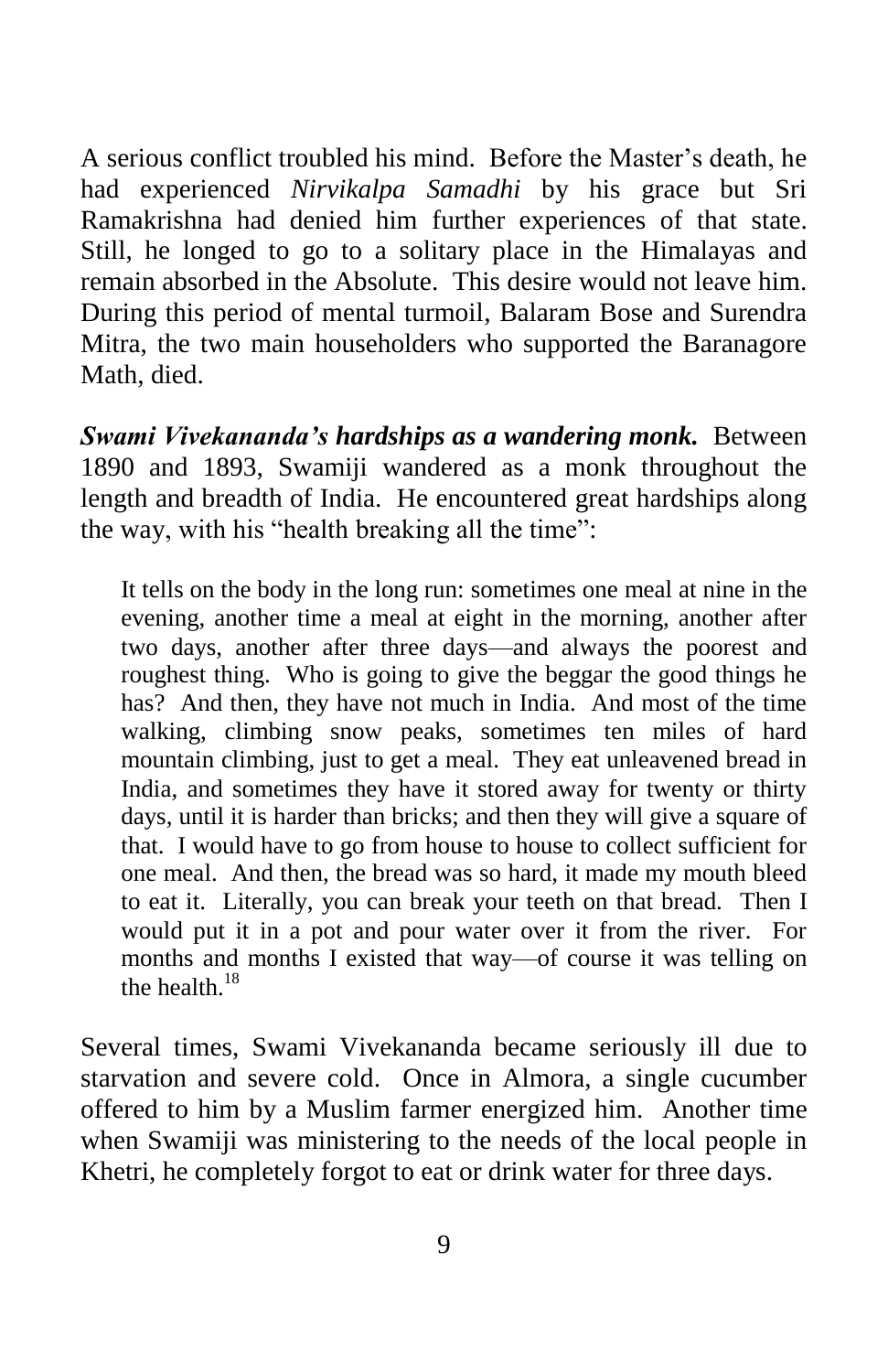A serious conflict troubled his mind. Before the Master's death, he had experienced *Nirvikalpa Samadhi* by his grace but Sri Ramakrishna had denied him further experiences of that state. Still, he longed to go to a solitary place in the Himalayas and remain absorbed in the Absolute. This desire would not leave him. During this period of mental turmoil, Balaram Bose and Surendra Mitra, the two main householders who supported the Baranagore Math, died.

***Swami Vivekananda's hardships as a wandering monk.*** Between 1890 and 1893, Swamiji wandered as a monk throughout the length and breadth of India. He encountered great hardships along the way, with his "health breaking all the time":

> It tells on the body in the long run: sometimes one meal at nine in the evening, another time a meal at eight in the morning, another after two days, another after three days—and always the poorest and roughest thing. Who is going to give the beggar the good things he has? And then, they have not much in India. And most of the time walking, climbing snow peaks, sometimes ten miles of hard mountain climbing, just to get a meal. They eat unleavened bread in India, and sometimes they have it stored away for twenty or thirty days, until it is harder than bricks; and then they will give a square of that. I would have to go from house to house to collect sufficient for one meal. And then, the bread was so hard, it made my mouth bleed to eat it. Literally, you can break your teeth on that bread. Then I would put it in a pot and pour water over it from the river. For months and months I existed that way—of course it was telling on the health.[18]

Several times, Swami Vivekananda became seriously ill due to starvation and severe cold. Once in Almora, a single cucumber offered to him by a Muslim farmer energized him. Another time when Swamiji was ministering to the needs of the local people in Khetri, he completely forgot to eat or drink water for three days.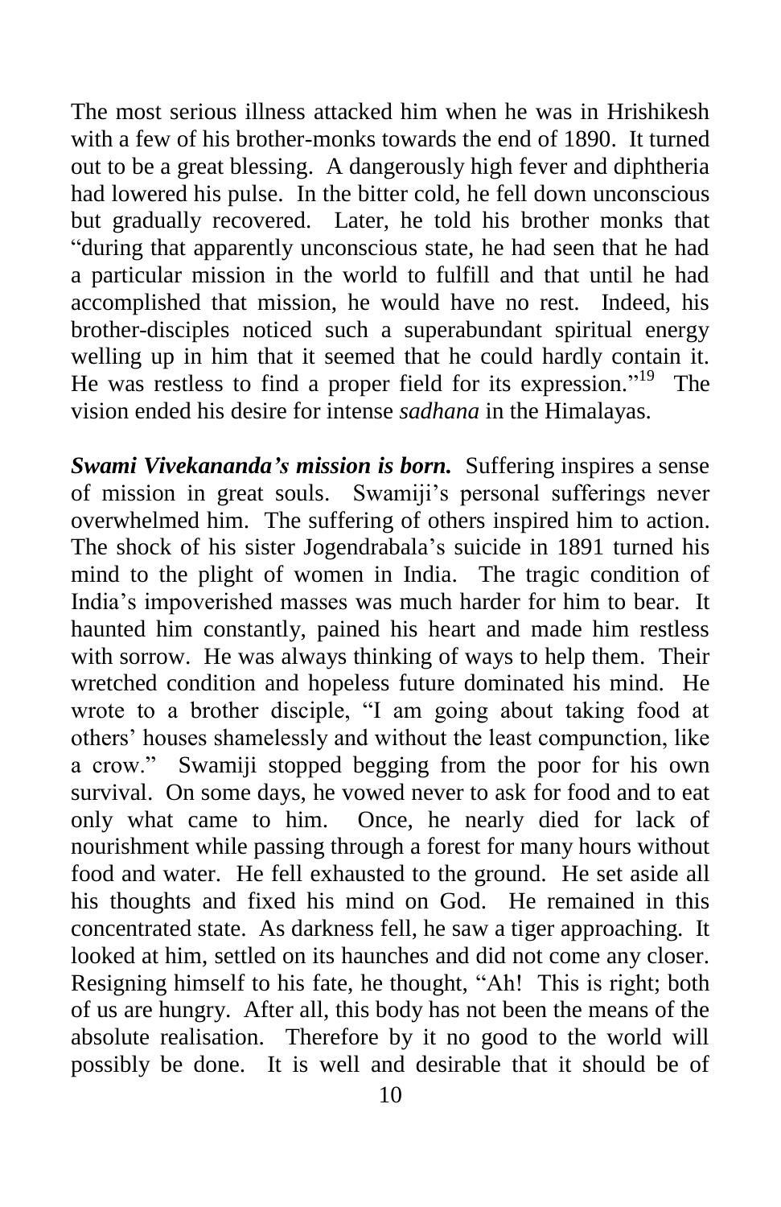The most serious illness attacked him when he was in Hrishikesh with a few of his brother-monks towards the end of 1890. It turned out to be a great blessing. A dangerously high fever and diphtheria had lowered his pulse. In the bitter cold, he fell down unconscious but gradually recovered. Later, he told his brother monks that "during that apparently unconscious state, he had seen that he had a particular mission in the world to fulfill and that until he had accomplished that mission, he would have no rest. Indeed, his brother-disciples noticed such a superabundant spiritual energy welling up in him that it seemed that he could hardly contain it. He was restless to find a proper field for its expression."[19] The vision ended his desire for intense *sadhana* in the Himalayas.

***Swami Vivekananda's mission is born.*** Suffering inspires a sense of mission in great souls. Swamiji's personal sufferings never overwhelmed him. The suffering of others inspired him to action. The shock of his sister Jogendrabala's suicide in 1891 turned his mind to the plight of women in India. The tragic condition of India's impoverished masses was much harder for him to bear. It haunted him constantly, pained his heart and made him restless with sorrow. He was always thinking of ways to help them. Their wretched condition and hopeless future dominated his mind. He wrote to a brother disciple, "I am going about taking food at others' houses shamelessly and without the least compunction, like a crow." Swamiji stopped begging from the poor for his own survival. On some days, he vowed never to ask for food and to eat only what came to him. Once, he nearly died for lack of nourishment while passing through a forest for many hours without food and water. He fell exhausted to the ground. He set aside all his thoughts and fixed his mind on God. He remained in this concentrated state. As darkness fell, he saw a tiger approaching. It looked at him, settled on its haunches and did not come any closer. Resigning himself to his fate, he thought, "Ah! This is right; both of us are hungry. After all, this body has not been the means of the absolute realisation. Therefore by it no good to the world will possibly be done. It is well and desirable that it should be of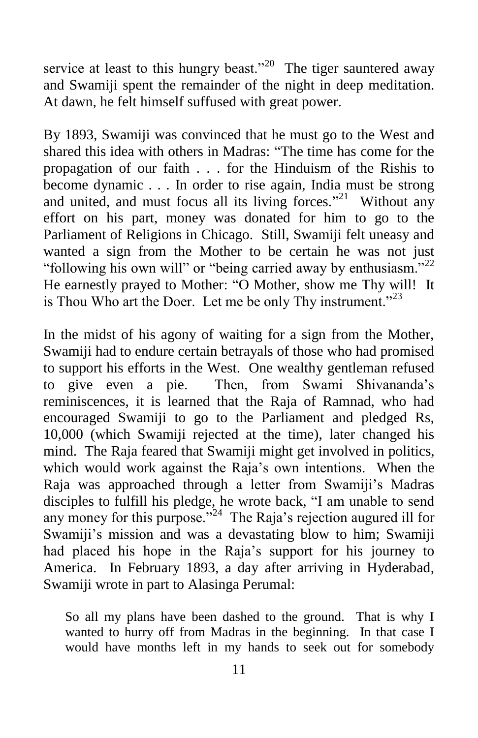service at least to this hungry beast."[20] The tiger sauntered away and Swamiji spent the remainder of the night in deep meditation. At dawn, he felt himself suffused with great power.

By 1893, Swamiji was convinced that he must go to the West and shared this idea with others in Madras: "The time has come for the propagation of our faith . . . for the Hinduism of the Rishis to become dynamic . . . In order to rise again, India must be strong and united, and must focus all its living forces."[21] Without any effort on his part, money was donated for him to go to the Parliament of Religions in Chicago. Still, Swamiji felt uneasy and wanted a sign from the Mother to be certain he was not just "following his own will" or "being carried away by enthusiasm."[22] He earnestly prayed to Mother: "O Mother, show me Thy will! It is Thou Who art the Doer. Let me be only Thy instrument."[23]

In the midst of his agony of waiting for a sign from the Mother, Swamiji had to endure certain betrayals of those who had promised to support his efforts in the West. One wealthy gentleman refused to give even a pie. Then, from Swami Shivananda's reminiscences, it is learned that the Raja of Ramnad, who had encouraged Swamiji to go to the Parliament and pledged Rs, 10,000 (which Swamiji rejected at the time), later changed his mind. The Raja feared that Swamiji might get involved in politics, which would work against the Raja's own intentions. When the Raja was approached through a letter from Swamiji's Madras disciples to fulfill his pledge, he wrote back, "I am unable to send any money for this purpose."[24] The Raja's rejection augured ill for Swamiji's mission and was a devastating blow to him; Swamiji had placed his hope in the Raja's support for his journey to America. In February 1893, a day after arriving in Hyderabad, Swamiji wrote in part to Alasinga Perumal:

> So all my plans have been dashed to the ground. That is why I wanted to hurry off from Madras in the beginning. In that case I would have months left in my hands to seek out for somebody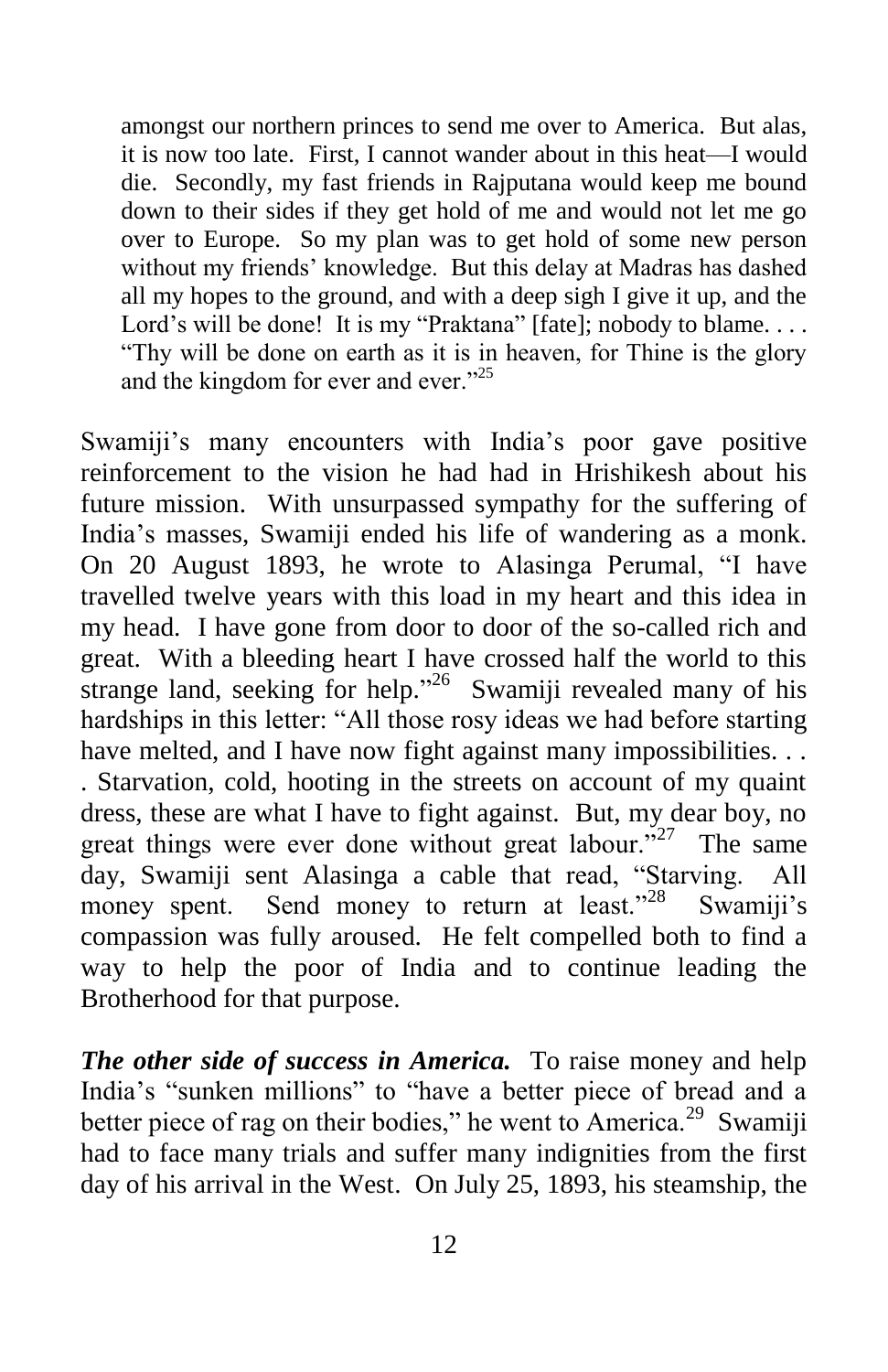amongst our northern princes to send me over to America. But alas, it is now too late. First, I cannot wander about in this heat—I would die. Secondly, my fast friends in Rajputana would keep me bound down to their sides if they get hold of me and would not let me go over to Europe. So my plan was to get hold of some new person without my friends' knowledge. But this delay at Madras has dashed all my hopes to the ground, and with a deep sigh I give it up, and the Lord's will be done! It is my "Praktana" [fate]; nobody to blame. . . . "Thy will be done on earth as it is in heaven, for Thine is the glory and the kingdom for ever and ever."[25]

Swamiji's many encounters with India's poor gave positive reinforcement to the vision he had had in Hrishikesh about his future mission. With unsurpassed sympathy for the suffering of India's masses, Swamiji ended his life of wandering as a monk. On 20 August 1893, he wrote to Alasinga Perumal, "I have travelled twelve years with this load in my heart and this idea in my head. I have gone from door to door of the so-called rich and great. With a bleeding heart I have crossed half the world to this strange land, seeking for help."[26] Swamiji revealed many of his hardships in this letter: "All those rosy ideas we had before starting have melted, and I have now fight against many impossibilities. . . . Starvation, cold, hooting in the streets on account of my quaint dress, these are what I have to fight against. But, my dear boy, no great things were ever done without great labour."[27] The same day, Swamiji sent Alasinga a cable that read, "Starving. All money spent. Send money to return at least."[28] Swamiji's compassion was fully aroused. He felt compelled both to find a way to help the poor of India and to continue leading the Brotherhood for that purpose.

***The other side of success in America.*** To raise money and help India's "sunken millions" to "have a better piece of bread and a better piece of rag on their bodies," he went to America.[29] Swamiji had to face many trials and suffer many indignities from the first day of his arrival in the West. On July 25, 1893, his steamship, the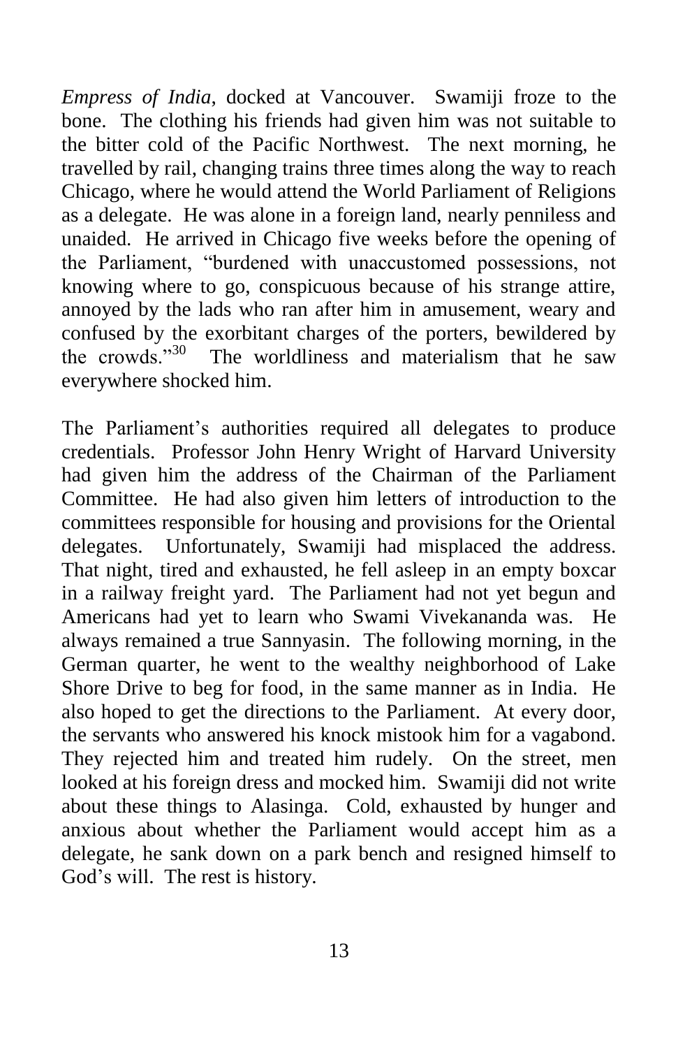*Empress of India*, docked at Vancouver. Swamiji froze to the bone. The clothing his friends had given him was not suitable to the bitter cold of the Pacific Northwest. The next morning, he travelled by rail, changing trains three times along the way to reach Chicago, where he would attend the World Parliament of Religions as a delegate. He was alone in a foreign land, nearly penniless and unaided. He arrived in Chicago five weeks before the opening of the Parliament, "burdened with unaccustomed possessions, not knowing where to go, conspicuous because of his strange attire, annoyed by the lads who ran after him in amusement, weary and confused by the exorbitant charges of the porters, bewildered by the crowds."[30] The worldliness and materialism that he saw everywhere shocked him.

The Parliament's authorities required all delegates to produce credentials. Professor John Henry Wright of Harvard University had given him the address of the Chairman of the Parliament Committee. He had also given him letters of introduction to the committees responsible for housing and provisions for the Oriental delegates. Unfortunately, Swamiji had misplaced the address. That night, tired and exhausted, he fell asleep in an empty boxcar in a railway freight yard. The Parliament had not yet begun and Americans had yet to learn who Swami Vivekananda was. He always remained a true Sannyasin. The following morning, in the German quarter, he went to the wealthy neighborhood of Lake Shore Drive to beg for food, in the same manner as in India. He also hoped to get the directions to the Parliament. At every door, the servants who answered his knock mistook him for a vagabond. They rejected him and treated him rudely. On the street, men looked at his foreign dress and mocked him. Swamiji did not write about these things to Alasinga. Cold, exhausted by hunger and anxious about whether the Parliament would accept him as a delegate, he sank down on a park bench and resigned himself to God's will. The rest is history.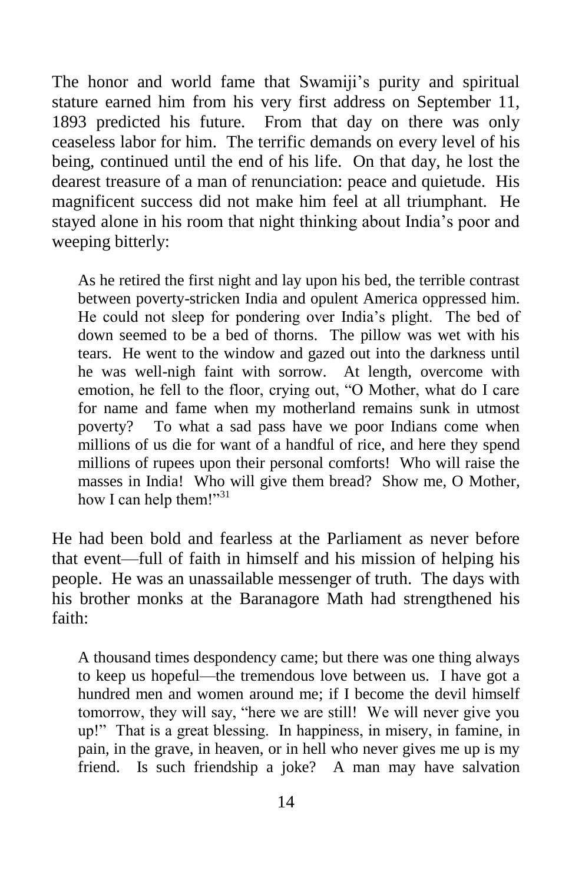The honor and world fame that Swamiji's purity and spiritual stature earned him from his very first address on September 11, 1893 predicted his future. From that day on there was only ceaseless labor for him. The terrific demands on every level of his being, continued until the end of his life. On that day, he lost the dearest treasure of a man of renunciation: peace and quietude. His magnificent success did not make him feel at all triumphant. He stayed alone in his room that night thinking about India's poor and weeping bitterly:

> As he retired the first night and lay upon his bed, the terrible contrast between poverty-stricken India and opulent America oppressed him. He could not sleep for pondering over India's plight. The bed of down seemed to be a bed of thorns. The pillow was wet with his tears. He went to the window and gazed out into the darkness until he was well-nigh faint with sorrow. At length, overcome with emotion, he fell to the floor, crying out, "O Mother, what do I care for name and fame when my motherland remains sunk in utmost poverty? To what a sad pass have we poor Indians come when millions of us die for want of a handful of rice, and here they spend millions of rupees upon their personal comforts! Who will raise the masses in India! Who will give them bread? Show me, O Mother, how I can help them!"[31]

He had been bold and fearless at the Parliament as never before that event—full of faith in himself and his mission of helping his people. He was an unassailable messenger of truth. The days with his brother monks at the Baranagore Math had strengthened his faith:

> A thousand times despondency came; but there was one thing always to keep us hopeful—the tremendous love between us. I have got a hundred men and women around me; if I become the devil himself tomorrow, they will say, "here we are still! We will never give you up!" That is a great blessing. In happiness, in misery, in famine, in pain, in the grave, in heaven, or in hell who never gives me up is my friend. Is such friendship a joke? A man may have salvation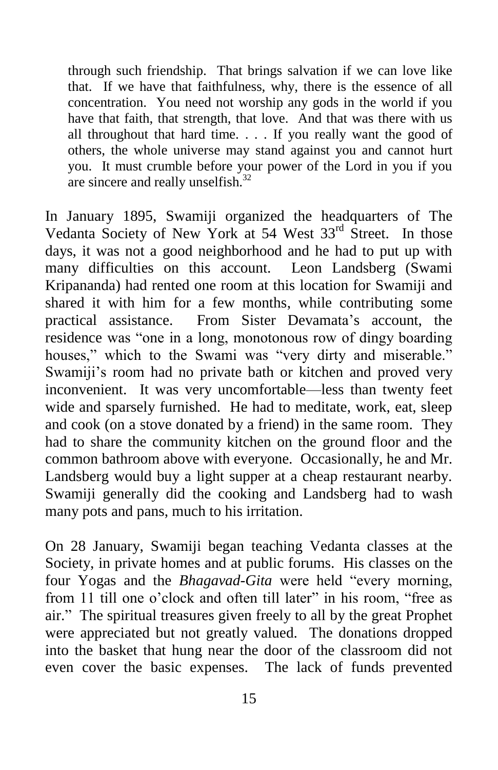> through such friendship. That brings salvation if we can love like that. If we have that faithfulness, why, there is the essence of all concentration. You need not worship any gods in the world if you have that faith, that strength, that love. And that was there with us all throughout that hard time. . . . If you really want the good of others, the whole universe may stand against you and cannot hurt you. It must crumble before your power of the Lord in you if you are sincere and really unselfish.[32]

In January 1895, Swamiji organized the headquarters of The Vedanta Society of New York at 54 West 33rd Street. In those days, it was not a good neighborhood and he had to put up with many difficulties on this account. Leon Landsberg (Swami Kripananda) had rented one room at this location for Swamiji and shared it with him for a few months, while contributing some practical assistance. From Sister Devamata's account, the residence was "one in a long, monotonous row of dingy boarding houses," which to the Swami was "very dirty and miserable." Swamiji's room had no private bath or kitchen and proved very inconvenient. It was very uncomfortable—less than twenty feet wide and sparsely furnished. He had to meditate, work, eat, sleep and cook (on a stove donated by a friend) in the same room. They had to share the community kitchen on the ground floor and the common bathroom above with everyone. Occasionally, he and Mr. Landsberg would buy a light supper at a cheap restaurant nearby. Swamiji generally did the cooking and Landsberg had to wash many pots and pans, much to his irritation.

On 28 January, Swamiji began teaching Vedanta classes at the Society, in private homes and at public forums. His classes on the four Yogas and the *Bhagavad-Gita* were held "every morning, from 11 till one o'clock and often till later" in his room, "free as air." The spiritual treasures given freely to all by the great Prophet were appreciated but not greatly valued. The donations dropped into the basket that hung near the door of the classroom did not even cover the basic expenses. The lack of funds prevented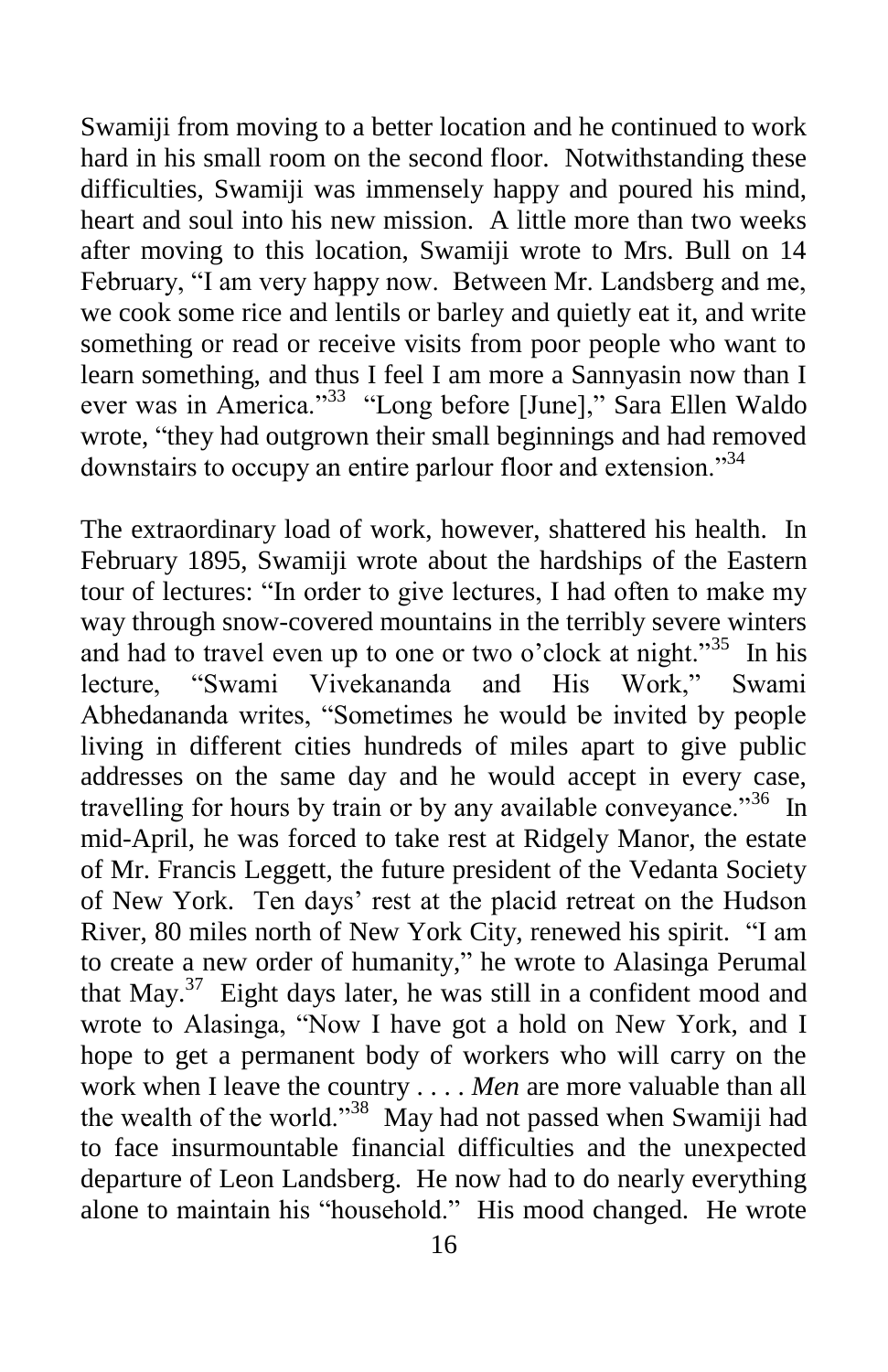Swamiji from moving to a better location and he continued to work hard in his small room on the second floor. Notwithstanding these difficulties, Swamiji was immensely happy and poured his mind, heart and soul into his new mission. A little more than two weeks after moving to this location, Swamiji wrote to Mrs. Bull on 14 February, "I am very happy now. Between Mr. Landsberg and me, we cook some rice and lentils or barley and quietly eat it, and write something or read or receive visits from poor people who want to learn something, and thus I feel I am more a Sannyasin now than I ever was in America."[33] "Long before [June]," Sara Ellen Waldo wrote, "they had outgrown their small beginnings and had removed downstairs to occupy an entire parlour floor and extension."[34]

The extraordinary load of work, however, shattered his health. In February 1895, Swamiji wrote about the hardships of the Eastern tour of lectures: "In order to give lectures, I had often to make my way through snow-covered mountains in the terribly severe winters and had to travel even up to one or two o'clock at night."[35] In his lecture, "Swami Vivekananda and His Work," Swami Abhedananda writes, "Sometimes he would be invited by people living in different cities hundreds of miles apart to give public addresses on the same day and he would accept in every case, travelling for hours by train or by any available conveyance."[36] In mid-April, he was forced to take rest at Ridgely Manor, the estate of Mr. Francis Leggett, the future president of the Vedanta Society of New York. Ten days' rest at the placid retreat on the Hudson River, 80 miles north of New York City, renewed his spirit. "I am to create a new order of humanity," he wrote to Alasinga Perumal that May.[37] Eight days later, he was still in a confident mood and wrote to Alasinga, "Now I have got a hold on New York, and I hope to get a permanent body of workers who will carry on the work when I leave the country . . . . *Men* are more valuable than all the wealth of the world."[38] May had not passed when Swamiji had to face insurmountable financial difficulties and the unexpected departure of Leon Landsberg. He now had to do nearly everything alone to maintain his "household." His mood changed. He wrote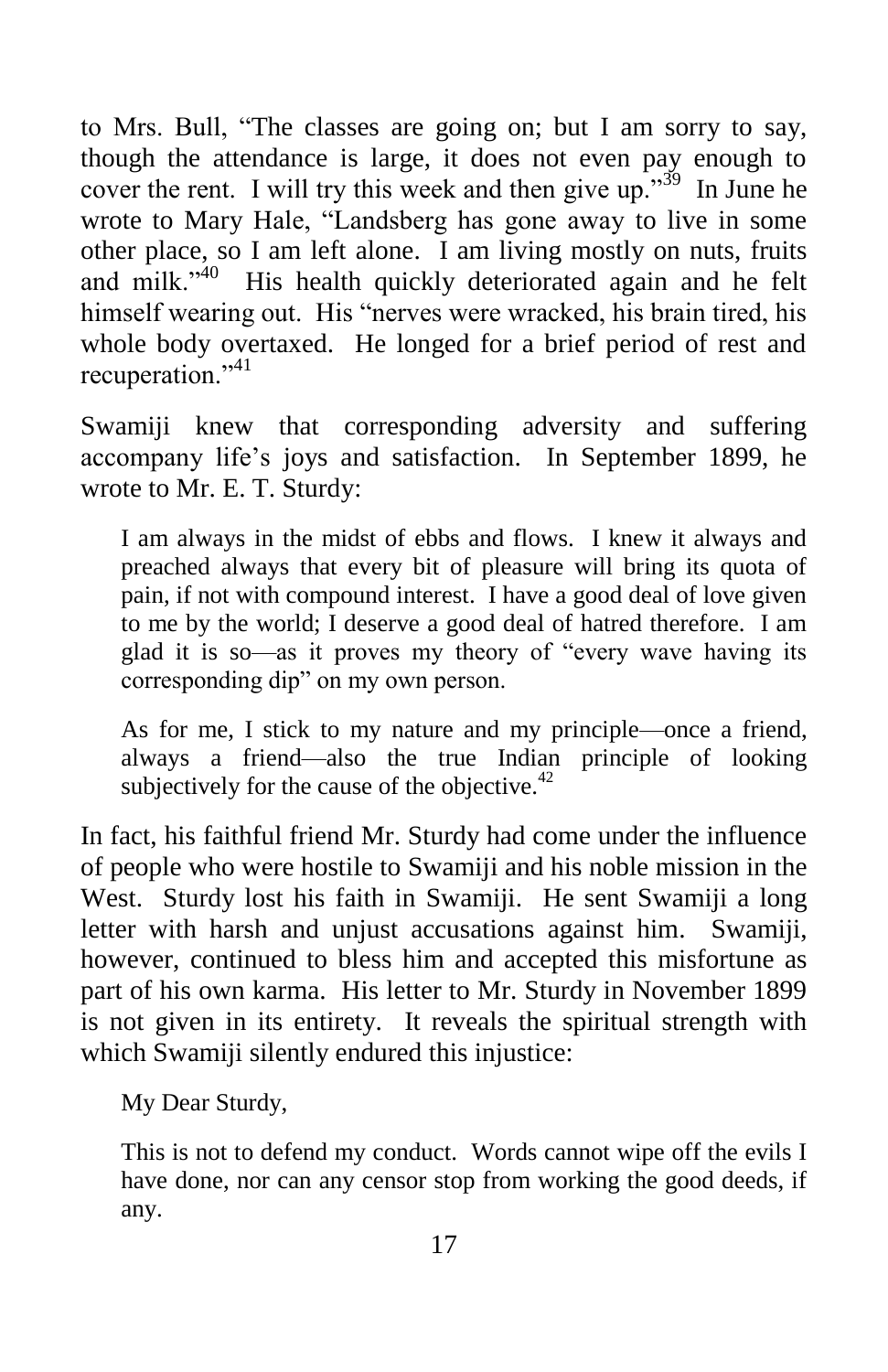to Mrs. Bull, “The classes are going on; but I am sorry to say, though the attendance is large, it does not even pay enough to cover the rent. I will try this week and then give up.”[39] In June he wrote to Mary Hale, “Landsberg has gone away to live in some other place, so I am left alone. I am living mostly on nuts, fruits and milk.”[40] His health quickly deteriorated again and he felt himself wearing out. His “nerves were wracked, his brain tired, his whole body overtaxed. He longed for a brief period of rest and recuperation.”[41]

Swamiji knew that corresponding adversity and suffering accompany life’s joys and satisfaction. In September 1899, he wrote to Mr. E. T. Sturdy:

> I am always in the midst of ebbs and flows. I knew it always and preached always that every bit of pleasure will bring its quota of pain, if not with compound interest. I have a good deal of love given to me by the world; I deserve a good deal of hatred therefore. I am glad it is so—as it proves my theory of “every wave having its corresponding dip” on my own person.
>
> As for me, I stick to my nature and my principle—once a friend, always a friend—also the true Indian principle of looking subjectively for the cause of the objective.[42]

In fact, his faithful friend Mr. Sturdy had come under the influence of people who were hostile to Swamiji and his noble mission in the West. Sturdy lost his faith in Swamiji. He sent Swamiji a long letter with harsh and unjust accusations against him. Swamiji, however, continued to bless him and accepted this misfortune as part of his own karma. His letter to Mr. Sturdy in November 1899 is not given in its entirety. It reveals the spiritual strength with which Swamiji silently endured this injustice:

> My Dear Sturdy,
>
> This is not to defend my conduct. Words cannot wipe off the evils I have done, nor can any censor stop from working the good deeds, if any.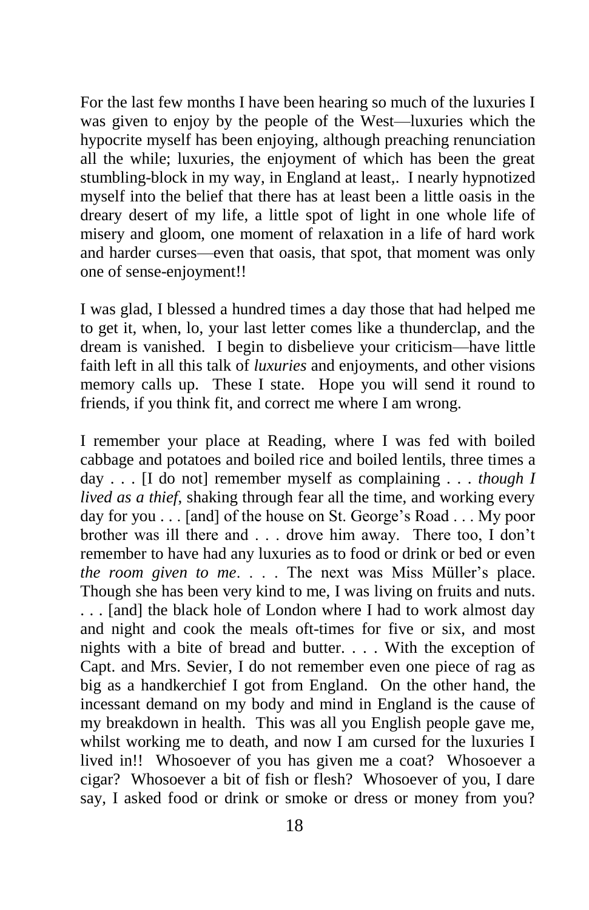For the last few months I have been hearing so much of the luxuries I was given to enjoy by the people of the West—luxuries which the hypocrite myself has been enjoying, although preaching renunciation all the while; luxuries, the enjoyment of which has been the great stumbling-block in my way, in England at least,. I nearly hypnotized myself into the belief that there has at least been a little oasis in the dreary desert of my life, a little spot of light in one whole life of misery and gloom, one moment of relaxation in a life of hard work and harder curses—even that oasis, that spot, that moment was only one of sense-enjoyment!!

I was glad, I blessed a hundred times a day those that had helped me to get it, when, lo, your last letter comes like a thunderclap, and the dream is vanished. I begin to disbelieve your criticism—have little faith left in all this talk of *luxuries* and enjoyments, and other visions memory calls up. These I state. Hope you will send it round to friends, if you think fit, and correct me where I am wrong.

I remember your place at Reading, where I was fed with boiled cabbage and potatoes and boiled rice and boiled lentils, three times a day . . . [I do not] remember myself as complaining . . . *though I lived as a thief*, shaking through fear all the time, and working every day for you . . . [and] of the house on St. George's Road . . . My poor brother was ill there and . . . drove him away. There too, I don't remember to have had any luxuries as to food or drink or bed or even *the room given to me*. . . . The next was Miss Müller's place. Though she has been very kind to me, I was living on fruits and nuts. . . . [and] the black hole of London where I had to work almost day and night and cook the meals oft-times for five or six, and most nights with a bite of bread and butter. . . . With the exception of Capt. and Mrs. Sevier, I do not remember even one piece of rag as big as a handkerchief I got from England. On the other hand, the incessant demand on my body and mind in England is the cause of my breakdown in health. This was all you English people gave me, whilst working me to death, and now I am cursed for the luxuries I lived in!! Whosoever of you has given me a coat? Whosoever a cigar? Whosoever a bit of fish or flesh? Whosoever of you, I dare say, I asked food or drink or smoke or dress or money from you?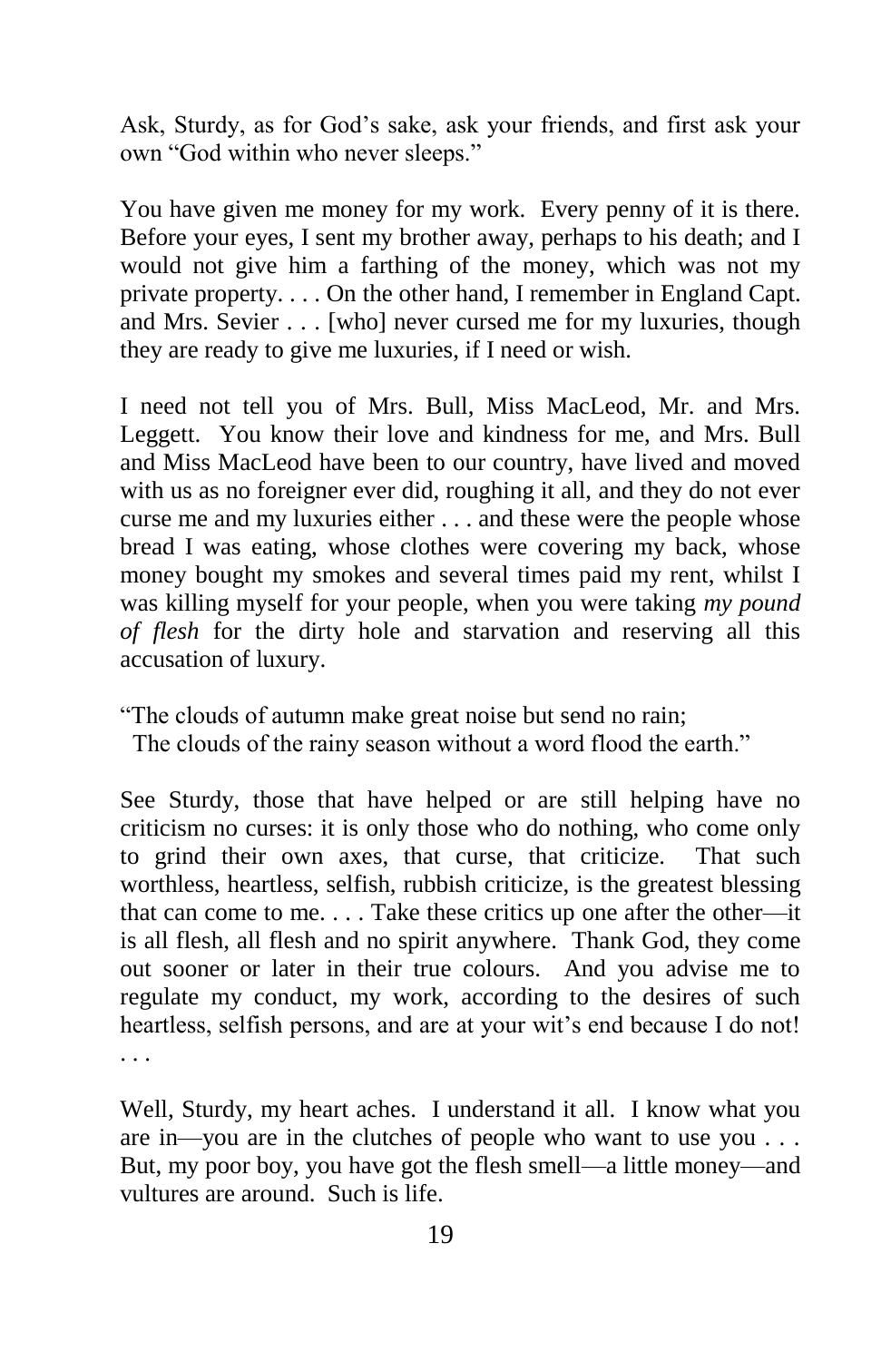Ask, Sturdy, as for God's sake, ask your friends, and first ask your own "God within who never sleeps."

You have given me money for my work. Every penny of it is there. Before your eyes, I sent my brother away, perhaps to his death; and I would not give him a farthing of the money, which was not my private property. . . . On the other hand, I remember in England Capt. and Mrs. Sevier . . . [who] never cursed me for my luxuries, though they are ready to give me luxuries, if I need or wish.

I need not tell you of Mrs. Bull, Miss MacLeod, Mr. and Mrs. Leggett. You know their love and kindness for me, and Mrs. Bull and Miss MacLeod have been to our country, have lived and moved with us as no foreigner ever did, roughing it all, and they do not ever curse me and my luxuries either . . . and these were the people whose bread I was eating, whose clothes were covering my back, whose money bought my smokes and several times paid my rent, whilst I was killing myself for your people, when you were taking *my pound of flesh* for the dirty hole and starvation and reserving all this accusation of luxury.

"The clouds of autumn make great noise but send no rain;
The clouds of the rainy season without a word flood the earth."

See Sturdy, those that have helped or are still helping have no criticism no curses: it is only those who do nothing, who come only to grind their own axes, that curse, that criticize. That such worthless, heartless, selfish, rubbish criticize, is the greatest blessing that can come to me. . . . Take these critics up one after the other—it is all flesh, all flesh and no spirit anywhere. Thank God, they come out sooner or later in their true colours. And you advise me to regulate my conduct, my work, according to the desires of such heartless, selfish persons, and are at your wit's end because I do not! . . .

Well, Sturdy, my heart aches. I understand it all. I know what you are in—you are in the clutches of people who want to use you . . . But, my poor boy, you have got the flesh smell—a little money—and vultures are around. Such is life.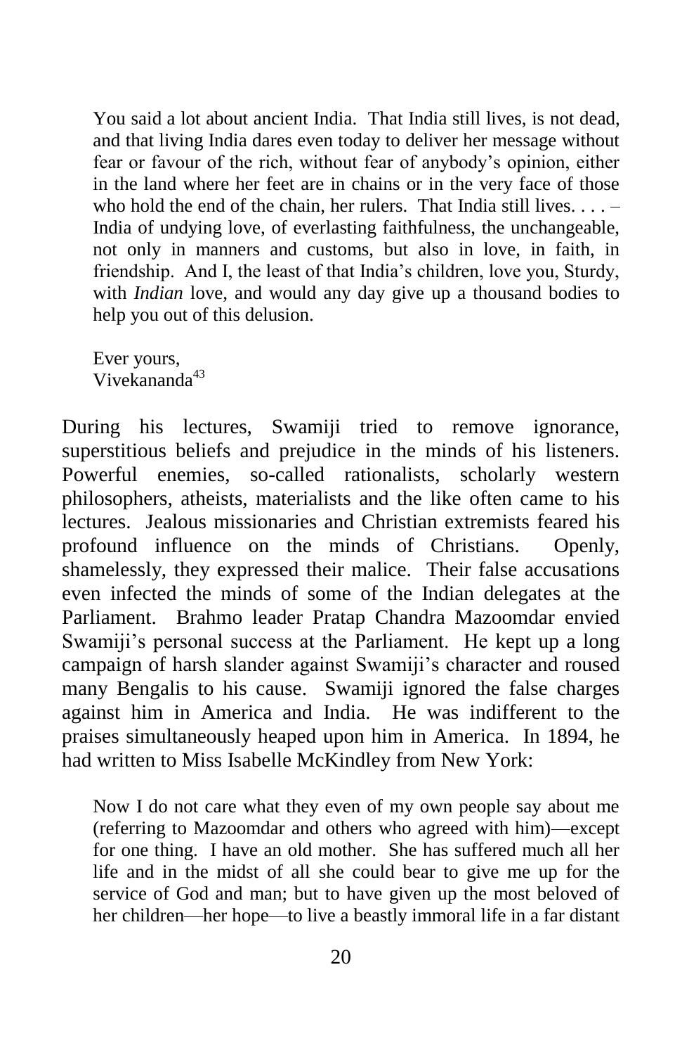> You said a lot about ancient India. That India still lives, is not dead, and that living India dares even today to deliver her message without fear or favour of the rich, without fear of anybody's opinion, either in the land where her feet are in chains or in the very face of those who hold the end of the chain, her rulers. That India still lives. . . . – India of undying love, of everlasting faithfulness, the unchangeable, not only in manners and customs, but also in love, in faith, in friendship. And I, the least of that India's children, love you, Sturdy, with *Indian* love, and would any day give up a thousand bodies to help you out of this delusion.
>
> Ever yours,
> Vivekananda[43]

During his lectures, Swamiji tried to remove ignorance, superstitious beliefs and prejudice in the minds of his listeners. Powerful enemies, so-called rationalists, scholarly western philosophers, atheists, materialists and the like often came to his lectures. Jealous missionaries and Christian extremists feared his profound influence on the minds of Christians. Openly, shamelessly, they expressed their malice. Their false accusations even infected the minds of some of the Indian delegates at the Parliament. Brahmo leader Pratap Chandra Mazoomdar envied Swamiji's personal success at the Parliament. He kept up a long campaign of harsh slander against Swamiji's character and roused many Bengalis to his cause. Swamiji ignored the false charges against him in America and India. He was indifferent to the praises simultaneously heaped upon him in America. In 1894, he had written to Miss Isabelle McKindley from New York:

> Now I do not care what they even of my own people say about me (referring to Mazoomdar and others who agreed with him)—except for one thing. I have an old mother. She has suffered much all her life and in the midst of all she could bear to give me up for the service of God and man; but to have given up the most beloved of her children—her hope—to live a beastly immoral life in a far distant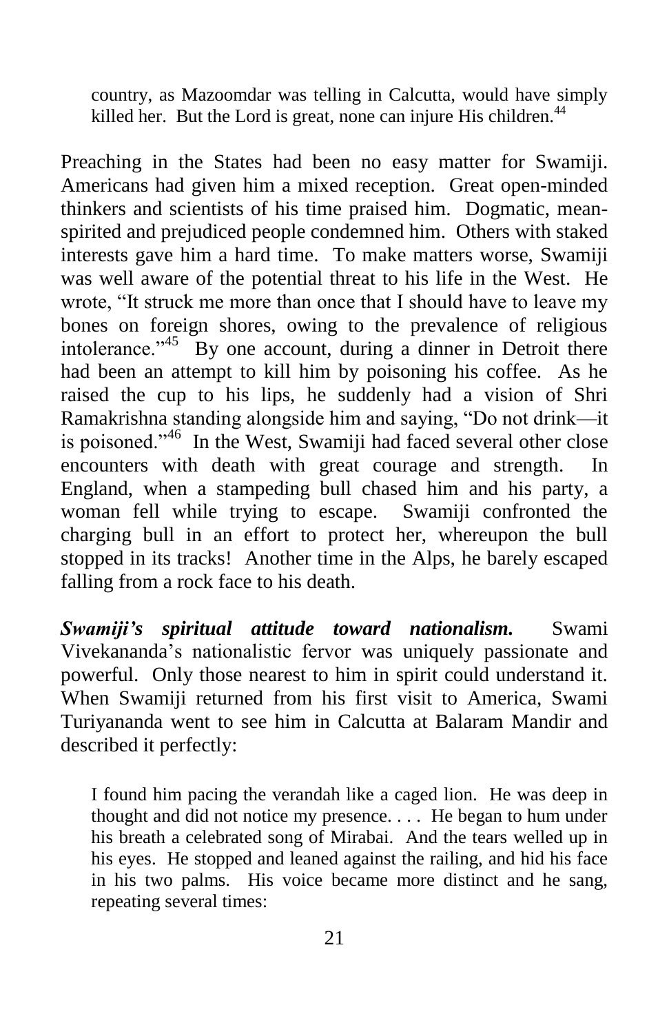> country, as Mazoomdar was telling in Calcutta, would have simply killed her. But the Lord is great, none can injure His children.[44]

Preaching in the States had been no easy matter for Swamiji. Americans had given him a mixed reception. Great open-minded thinkers and scientists of his time praised him. Dogmatic, mean-spirited and prejudiced people condemned him. Others with staked interests gave him a hard time. To make matters worse, Swamiji was well aware of the potential threat to his life in the West. He wrote, "It struck me more than once that I should have to leave my bones on foreign shores, owing to the prevalence of religious intolerance."[45] By one account, during a dinner in Detroit there had been an attempt to kill him by poisoning his coffee. As he raised the cup to his lips, he suddenly had a vision of Shri Ramakrishna standing alongside him and saying, "Do not drink—it is poisoned."[46] In the West, Swamiji had faced several other close encounters with death with great courage and strength. In England, when a stampeding bull chased him and his party, a woman fell while trying to escape. Swamiji confronted the charging bull in an effort to protect her, whereupon the bull stopped in its tracks! Another time in the Alps, he barely escaped falling from a rock face to his death.

***Swamiji's spiritual attitude toward nationalism.*** Swami Vivekananda's nationalistic fervor was uniquely passionate and powerful. Only those nearest to him in spirit could understand it. When Swamiji returned from his first visit to America, Swami Turiyananda went to see him in Calcutta at Balaram Mandir and described it perfectly:

> I found him pacing the verandah like a caged lion. He was deep in thought and did not notice my presence. . . . He began to hum under his breath a celebrated song of Mirabai. And the tears welled up in his eyes. He stopped and leaned against the railing, and hid his face in his two palms. His voice became more distinct and he sang, repeating several times: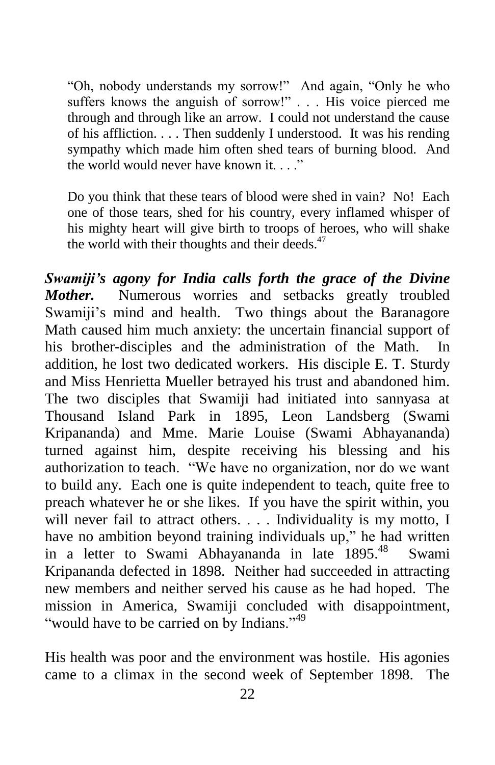> "Oh, nobody understands my sorrow!" And again, "Only he who suffers knows the anguish of sorrow!" . . . His voice pierced me through and through like an arrow. I could not understand the cause of his affliction. . . . Then suddenly I understood. It was his rending sympathy which made him often shed tears of burning blood. And the world would never have known it. . . ."
>
> Do you think that these tears of blood were shed in vain? No! Each one of those tears, shed for his country, every inflamed whisper of his mighty heart will give birth to troops of heroes, who will shake the world with their thoughts and their deeds.[47]

***Swamiji's agony for India calls forth the grace of the Divine Mother.*** Numerous worries and setbacks greatly troubled Swamiji's mind and health. Two things about the Baranagore Math caused him much anxiety: the uncertain financial support of his brother-disciples and the administration of the Math. In addition, he lost two dedicated workers. His disciple E. T. Sturdy and Miss Henrietta Mueller betrayed his trust and abandoned him. The two disciples that Swamiji had initiated into sannyasa at Thousand Island Park in 1895, Leon Landsberg (Swami Kripananda) and Mme. Marie Louise (Swami Abhayananda) turned against him, despite receiving his blessing and his authorization to teach. "We have no organization, nor do we want to build any. Each one is quite independent to teach, quite free to preach whatever he or she likes. If you have the spirit within, you will never fail to attract others. . . . Individuality is my motto, I have no ambition beyond training individuals up," he had written in a letter to Swami Abhayananda in late 1895.[48] Swami Kripananda defected in 1898. Neither had succeeded in attracting new members and neither served his cause as he had hoped. The mission in America, Swamiji concluded with disappointment, "would have to be carried on by Indians."[49]

His health was poor and the environment was hostile. His agonies came to a climax in the second week of September 1898. The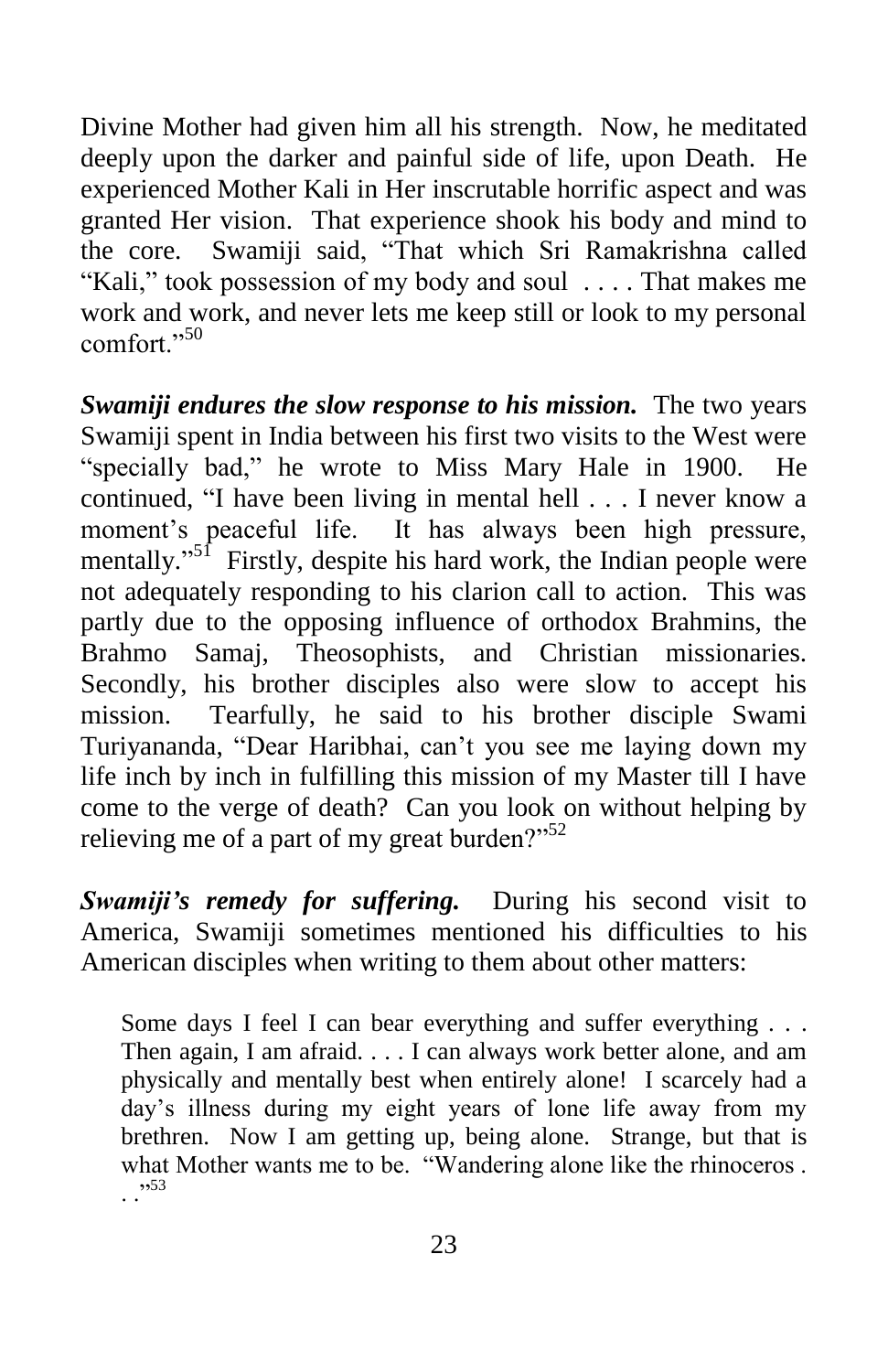Divine Mother had given him all his strength. Now, he meditated deeply upon the darker and painful side of life, upon Death. He experienced Mother Kali in Her inscrutable horrific aspect and was granted Her vision. That experience shook his body and mind to the core. Swamiji said, "That which Sri Ramakrishna called "Kali," took possession of my body and soul . . . . That makes me work and work, and never lets me keep still or look to my personal comfort."[50]

***Swamiji endures the slow response to his mission.*** The two years Swamiji spent in India between his first two visits to the West were "specially bad," he wrote to Miss Mary Hale in 1900. He continued, "I have been living in mental hell . . . I never know a moment's peaceful life. It has always been high pressure, mentally."[51] Firstly, despite his hard work, the Indian people were not adequately responding to his clarion call to action. This was partly due to the opposing influence of orthodox Brahmins, the Brahmo Samaj, Theosophists, and Christian missionaries. Secondly, his brother disciples also were slow to accept his mission. Tearfully, he said to his brother disciple Swami Turiyananda, "Dear Haribhai, can't you see me laying down my life inch by inch in fulfilling this mission of my Master till I have come to the verge of death? Can you look on without helping by relieving me of a part of my great burden?"[52]

***Swamiji's remedy for suffering.*** During his second visit to America, Swamiji sometimes mentioned his difficulties to his American disciples when writing to them about other matters:

> Some days I feel I can bear everything and suffer everything . . . Then again, I am afraid. . . . I can always work better alone, and am physically and mentally best when entirely alone! I scarcely had a day's illness during my eight years of lone life away from my brethren. Now I am getting up, being alone. Strange, but that is what Mother wants me to be. "Wandering alone like the rhinoceros . . ."[53]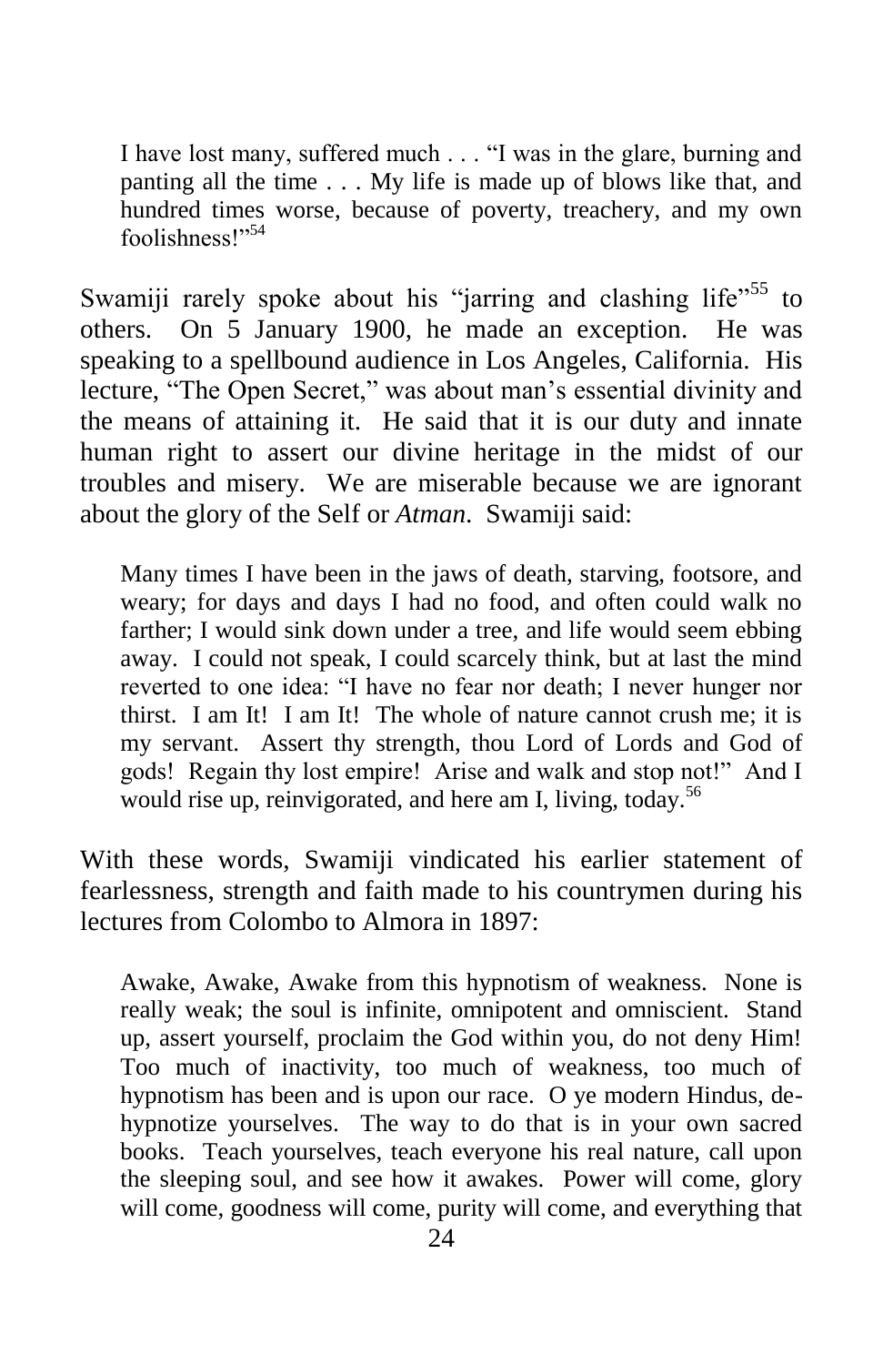> I have lost many, suffered much . . . "I was in the glare, burning and panting all the time . . . My life is made up of blows like that, and hundred times worse, because of poverty, treachery, and my own foolishness!"[54]

Swamiji rarely spoke about his "jarring and clashing life"[55] to others. On 5 January 1900, he made an exception. He was speaking to a spellbound audience in Los Angeles, California. His lecture, "The Open Secret," was about man's essential divinity and the means of attaining it. He said that it is our duty and innate human right to assert our divine heritage in the midst of our troubles and misery. We are miserable because we are ignorant about the glory of the Self or *Atman*. Swamiji said:

> Many times I have been in the jaws of death, starving, footsore, and weary; for days and days I had no food, and often could walk no farther; I would sink down under a tree, and life would seem ebbing away. I could not speak, I could scarcely think, but at last the mind reverted to one idea: "I have no fear nor death; I never hunger nor thirst. I am It! I am It! The whole of nature cannot crush me; it is my servant. Assert thy strength, thou Lord of Lords and God of gods! Regain thy lost empire! Arise and walk and stop not!" And I would rise up, reinvigorated, and here am I, living, today.[56]

With these words, Swamiji vindicated his earlier statement of fearlessness, strength and faith made to his countrymen during his lectures from Colombo to Almora in 1897:

> Awake, Awake, Awake from this hypnotism of weakness. None is really weak; the soul is infinite, omnipotent and omniscient. Stand up, assert yourself, proclaim the God within you, do not deny Him! Too much of inactivity, too much of weakness, too much of hypnotism has been and is upon our race. O ye modern Hindus, de-hypnotize yourselves. The way to do that is in your own sacred books. Teach yourselves, teach everyone his real nature, call upon the sleeping soul, and see how it awakes. Power will come, glory will come, goodness will come, purity will come, and everything that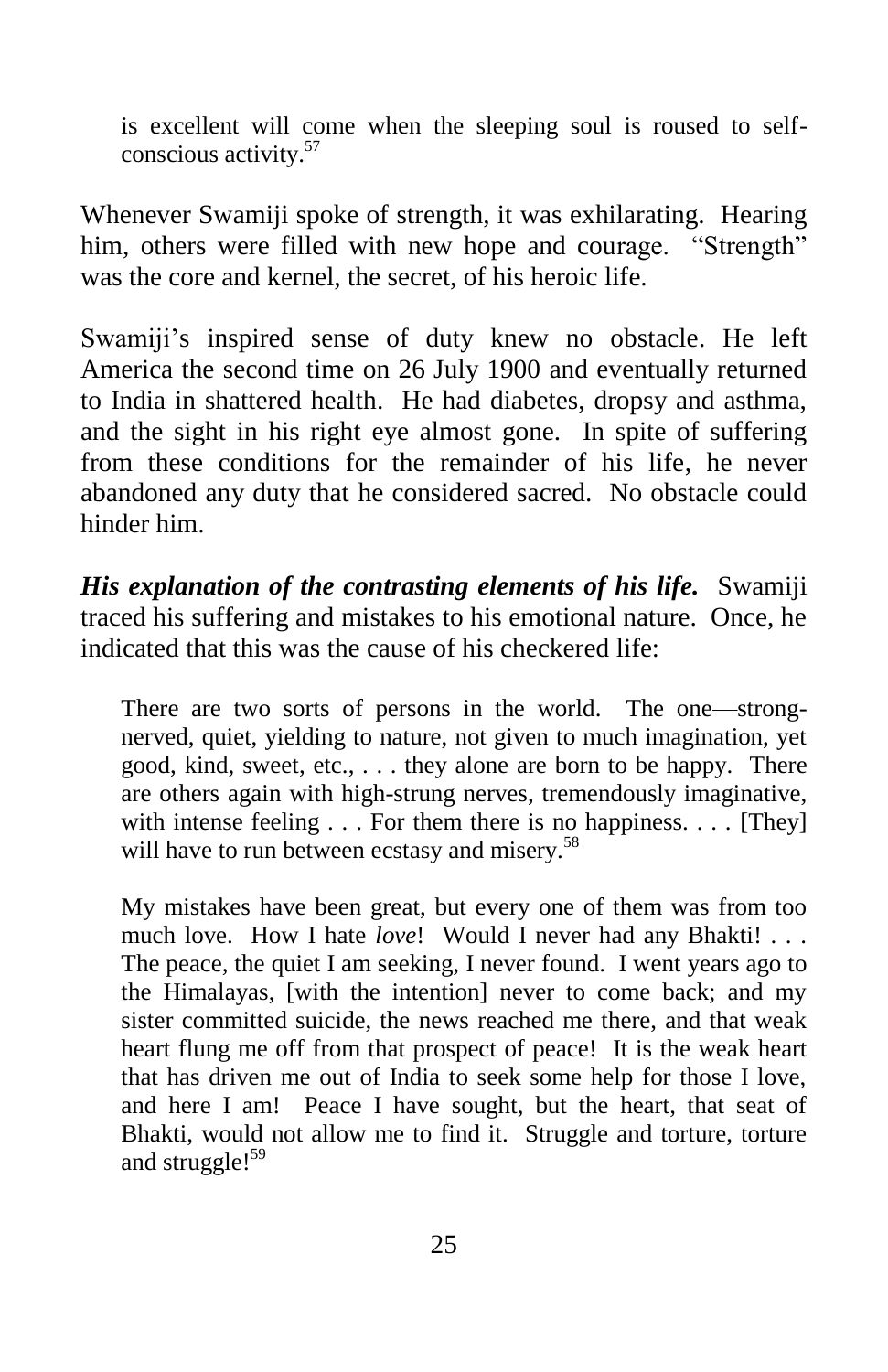> is excellent will come when the sleeping soul is roused to self-conscious activity.[57]

Whenever Swamiji spoke of strength, it was exhilarating. Hearing him, others were filled with new hope and courage. "Strength" was the core and kernel, the secret, of his heroic life.

Swamiji's inspired sense of duty knew no obstacle. He left America the second time on 26 July 1900 and eventually returned to India in shattered health. He had diabetes, dropsy and asthma, and the sight in his right eye almost gone. In spite of suffering from these conditions for the remainder of his life, he never abandoned any duty that he considered sacred. No obstacle could hinder him.

***His explanation of the contrasting elements of his life.*** Swamiji traced his suffering and mistakes to his emotional nature. Once, he indicated that this was the cause of his checkered life:

> There are two sorts of persons in the world. The one—strong-nerved, quiet, yielding to nature, not given to much imagination, yet good, kind, sweet, etc., . . . they alone are born to be happy. There are others again with high-strung nerves, tremendously imaginative, with intense feeling . . . For them there is no happiness. . . . [They] will have to run between ecstasy and misery.[58]

> My mistakes have been great, but every one of them was from too much love. How I hate *love*! Would I never had any Bhakti! . . . The peace, the quiet I am seeking, I never found. I went years ago to the Himalayas, [with the intention] never to come back; and my sister committed suicide, the news reached me there, and that weak heart flung me off from that prospect of peace! It is the weak heart that has driven me out of India to seek some help for those I love, and here I am! Peace I have sought, but the heart, that seat of Bhakti, would not allow me to find it. Struggle and torture, torture and struggle![59]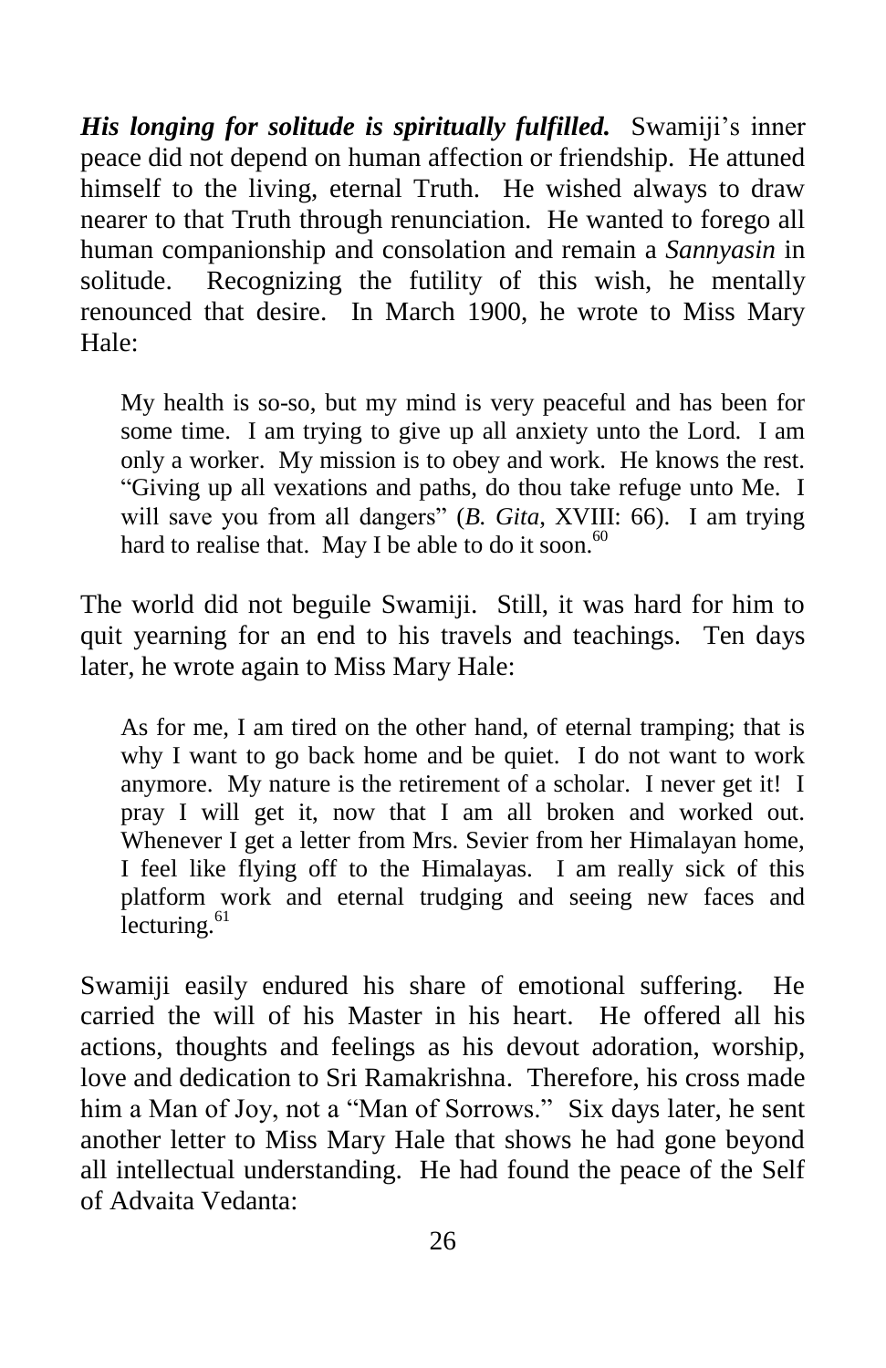***His longing for solitude is spiritually fulfilled.*** Swamiji's inner peace did not depend on human affection or friendship. He attuned himself to the living, eternal Truth. He wished always to draw nearer to that Truth through renunciation. He wanted to forego all human companionship and consolation and remain a *Sannyasin* in solitude. Recognizing the futility of this wish, he mentally renounced that desire. In March 1900, he wrote to Miss Mary Hale:

> My health is so-so, but my mind is very peaceful and has been for some time. I am trying to give up all anxiety unto the Lord. I am only a worker. My mission is to obey and work. He knows the rest. "Giving up all vexations and paths, do thou take refuge unto Me. I will save you from all dangers" (*B. Gita*, XVIII: 66). I am trying hard to realise that. May I be able to do it soon.[60]

The world did not beguile Swamiji. Still, it was hard for him to quit yearning for an end to his travels and teachings. Ten days later, he wrote again to Miss Mary Hale:

> As for me, I am tired on the other hand, of eternal tramping; that is why I want to go back home and be quiet. I do not want to work anymore. My nature is the retirement of a scholar. I never get it! I pray I will get it, now that I am all broken and worked out. Whenever I get a letter from Mrs. Sevier from her Himalayan home, I feel like flying off to the Himalayas. I am really sick of this platform work and eternal trudging and seeing new faces and lecturing.[61]

Swamiji easily endured his share of emotional suffering. He carried the will of his Master in his heart. He offered all his actions, thoughts and feelings as his devout adoration, worship, love and dedication to Sri Ramakrishna. Therefore, his cross made him a Man of Joy, not a "Man of Sorrows." Six days later, he sent another letter to Miss Mary Hale that shows he had gone beyond all intellectual understanding. He had found the peace of the Self of Advaita Vedanta: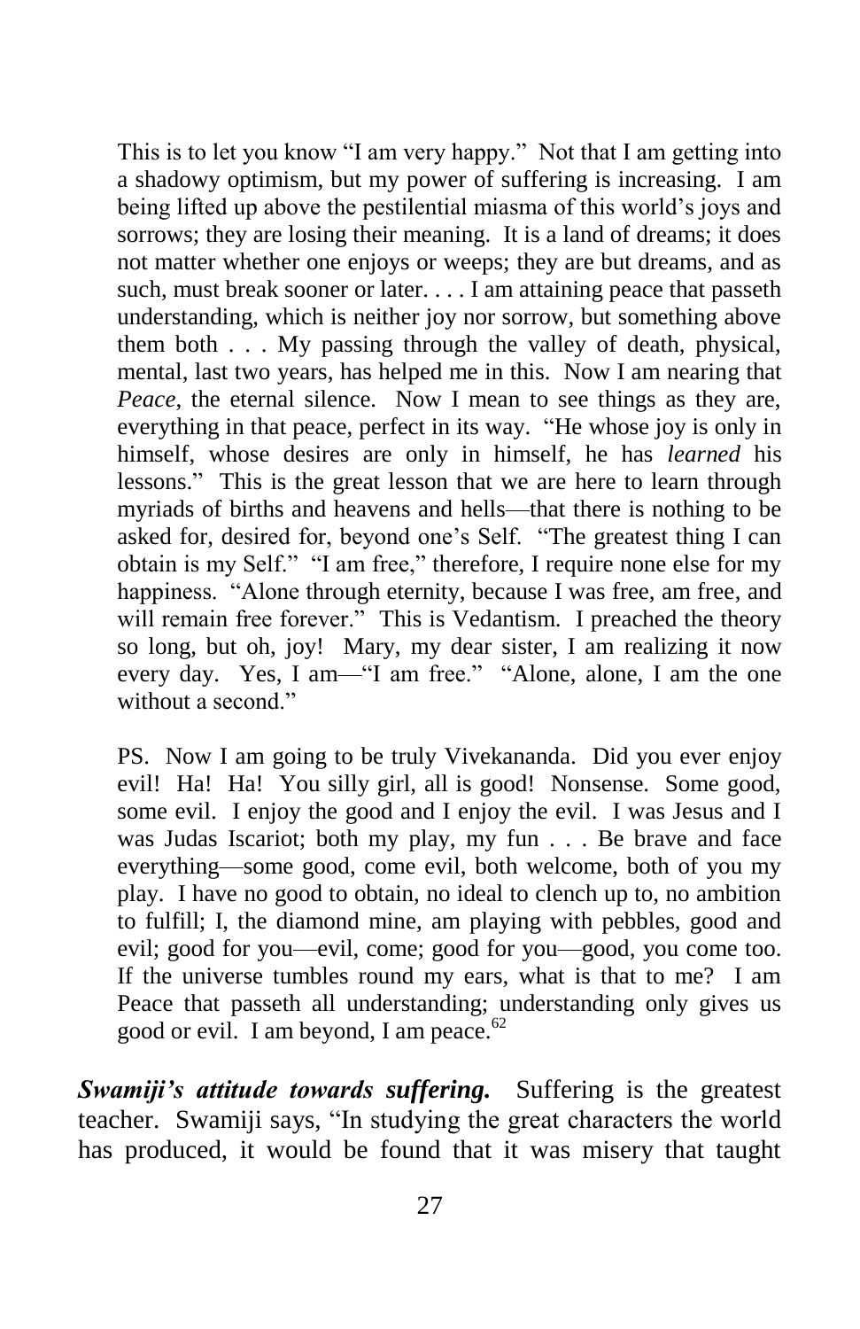This is to let you know "I am very happy." Not that I am getting into a shadowy optimism, but my power of suffering is increasing. I am being lifted up above the pestilential miasma of this world's joys and sorrows; they are losing their meaning. It is a land of dreams; it does not matter whether one enjoys or weeps; they are but dreams, and as such, must break sooner or later. . . . I am attaining peace that passeth understanding, which is neither joy nor sorrow, but something above them both . . . My passing through the valley of death, physical, mental, last two years, has helped me in this. Now I am nearing that *Peace*, the eternal silence. Now I mean to see things as they are, everything in that peace, perfect in its way. "He whose joy is only in himself, whose desires are only in himself, he has *learned* his lessons." This is the great lesson that we are here to learn through myriads of births and heavens and hells—that there is nothing to be asked for, desired for, beyond one's Self. "The greatest thing I can obtain is my Self." "I am free," therefore, I require none else for my happiness. "Alone through eternity, because I was free, am free, and will remain free forever." This is Vedantism. I preached the theory so long, but oh, joy! Mary, my dear sister, I am realizing it now every day. Yes, I am—"I am free." "Alone, alone, I am the one without a second."

PS. Now I am going to be truly Vivekananda. Did you ever enjoy evil! Ha! Ha! You silly girl, all is good! Nonsense. Some good, some evil. I enjoy the good and I enjoy the evil. I was Jesus and I was Judas Iscariot; both my play, my fun . . . Be brave and face everything—some good, come evil, both welcome, both of you my play. I have no good to obtain, no ideal to clench up to, no ambition to fulfill; I, the diamond mine, am playing with pebbles, good and evil; good for you—evil, come; good for you—good, you come too. If the universe tumbles round my ears, what is that to me? I am Peace that passeth all understanding; understanding only gives us good or evil. I am beyond, I am peace.[62]

***Swamiji's attitude towards suffering.*** Suffering is the greatest teacher. Swamiji says, "In studying the great characters the world has produced, it would be found that it was misery that taught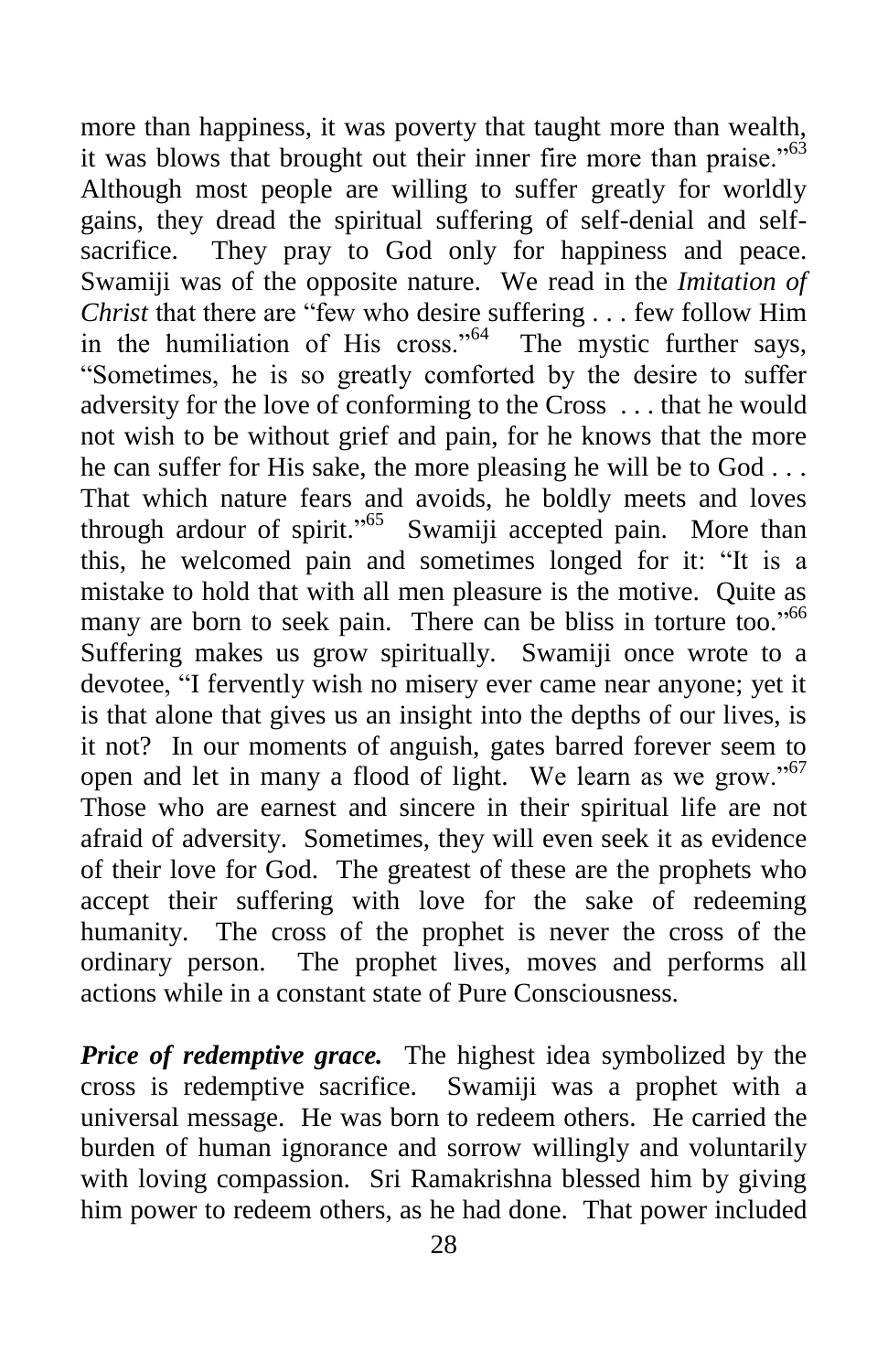more than happiness, it was poverty that taught more than wealth, it was blows that brought out their inner fire more than praise."[63] Although most people are willing to suffer greatly for worldly gains, they dread the spiritual suffering of self-denial and self-sacrifice. They pray to God only for happiness and peace. Swamiji was of the opposite nature. We read in the *Imitation of Christ* that there are "few who desire suffering . . . few follow Him in the humiliation of His cross."[64] The mystic further says, "Sometimes, he is so greatly comforted by the desire to suffer adversity for the love of conforming to the Cross . . . that he would not wish to be without grief and pain, for he knows that the more he can suffer for His sake, the more pleasing he will be to God . . . That which nature fears and avoids, he boldly meets and loves through ardour of spirit."[65] Swamiji accepted pain. More than this, he welcomed pain and sometimes longed for it: "It is a mistake to hold that with all men pleasure is the motive. Quite as many are born to seek pain. There can be bliss in torture too."[66] Suffering makes us grow spiritually. Swamiji once wrote to a devotee, "I fervently wish no misery ever came near anyone; yet it is that alone that gives us an insight into the depths of our lives, is it not? In our moments of anguish, gates barred forever seem to open and let in many a flood of light. We learn as we grow."[67] Those who are earnest and sincere in their spiritual life are not afraid of adversity. Sometimes, they will even seek it as evidence of their love for God. The greatest of these are the prophets who accept their suffering with love for the sake of redeeming humanity. The cross of the prophet is never the cross of the ordinary person. The prophet lives, moves and performs all actions while in a constant state of Pure Consciousness.

***Price of redemptive grace.*** The highest idea symbolized by the cross is redemptive sacrifice. Swamiji was a prophet with a universal message. He was born to redeem others. He carried the burden of human ignorance and sorrow willingly and voluntarily with loving compassion. Sri Ramakrishna blessed him by giving him power to redeem others, as he had done. That power included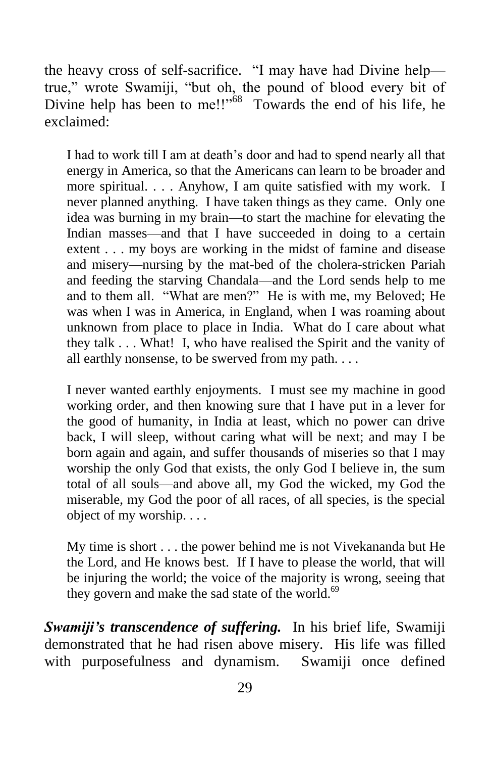the heavy cross of self-sacrifice. "I may have had Divine help—true," wrote Swamiji, "but oh, the pound of blood every bit of Divine help has been to me!!"[68] Towards the end of his life, he exclaimed:

> I had to work till I am at death's door and had to spend nearly all that energy in America, so that the Americans can learn to be broader and more spiritual. . . . Anyhow, I am quite satisfied with my work. I never planned anything. I have taken things as they came. Only one idea was burning in my brain—to start the machine for elevating the Indian masses—and that I have succeeded in doing to a certain extent . . . my boys are working in the midst of famine and disease and misery—nursing by the mat-bed of the cholera-stricken Pariah and feeding the starving Chandala—and the Lord sends help to me and to them all. "What are men?" He is with me, my Beloved; He was when I was in America, in England, when I was roaming about unknown from place to place in India. What do I care about what they talk . . . What! I, who have realised the Spirit and the vanity of all earthly nonsense, to be swerved from my path. . . .
>
> I never wanted earthly enjoyments. I must see my machine in good working order, and then knowing sure that I have put in a lever for the good of humanity, in India at least, which no power can drive back, I will sleep, without caring what will be next; and may I be born again and again, and suffer thousands of miseries so that I may worship the only God that exists, the only God I believe in, the sum total of all souls—and above all, my God the wicked, my God the miserable, my God the poor of all races, of all species, is the special object of my worship. . . .
>
> My time is short . . . the power behind me is not Vivekananda but He the Lord, and He knows best. If I have to please the world, that will be injuring the world; the voice of the majority is wrong, seeing that they govern and make the sad state of the world.[69]

***Swamiji's transcendence of suffering.*** In his brief life, Swamiji demonstrated that he had risen above misery. His life was filled with purposefulness and dynamism. Swamiji once defined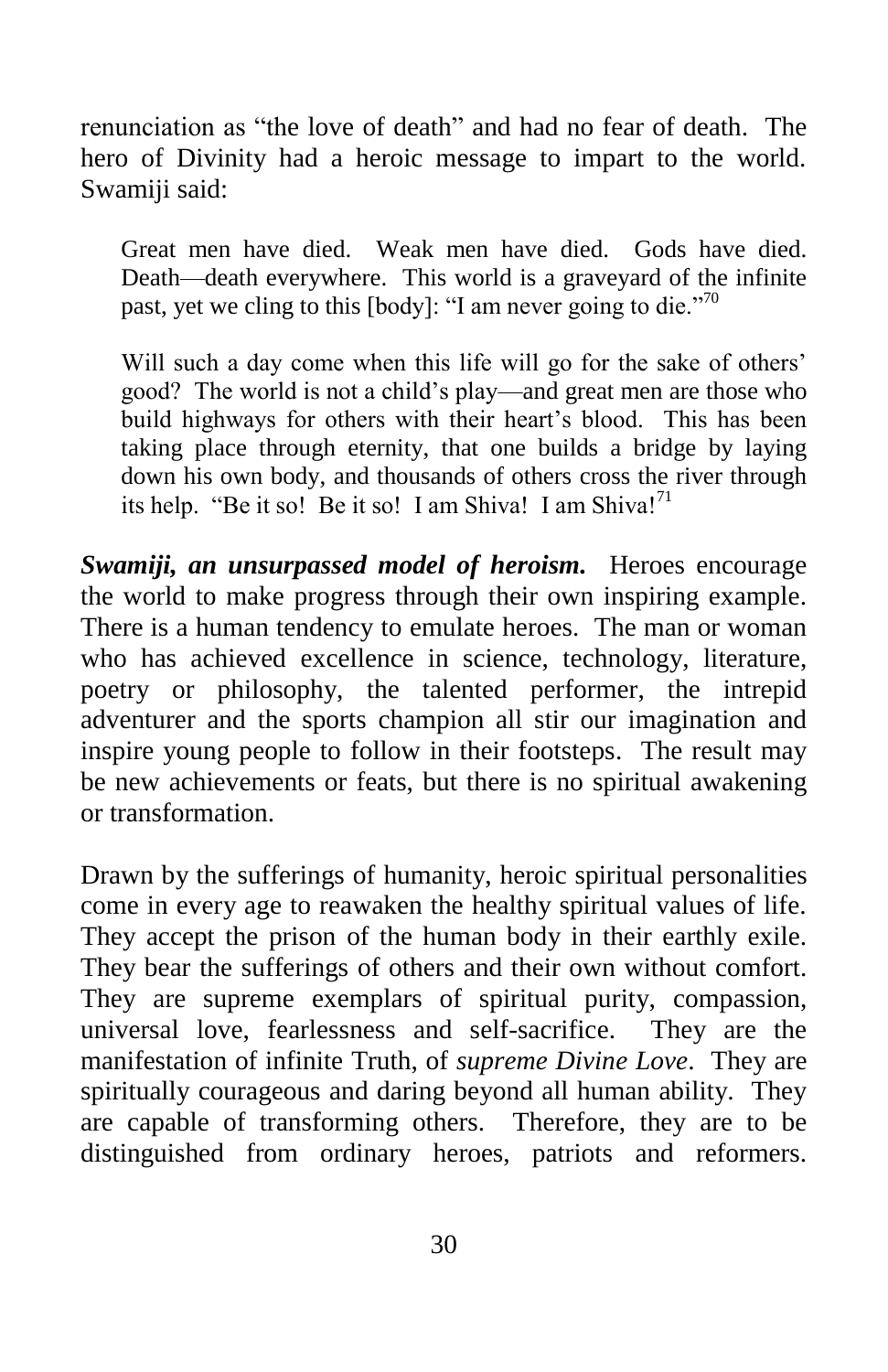renunciation as "the love of death" and had no fear of death. The hero of Divinity had a heroic message to impart to the world. Swamiji said:

> Great men have died. Weak men have died. Gods have died. Death—death everywhere. This world is a graveyard of the infinite past, yet we cling to this [body]: "I am never going to die."[70]
>
> Will such a day come when this life will go for the sake of others' good? The world is not a child's play—and great men are those who build highways for others with their heart's blood. This has been taking place through eternity, that one builds a bridge by laying down his own body, and thousands of others cross the river through its help. "Be it so! Be it so! I am Shiva! I am Shiva![71]

***Swamiji, an unsurpassed model of heroism.*** Heroes encourage the world to make progress through their own inspiring example. There is a human tendency to emulate heroes. The man or woman who has achieved excellence in science, technology, literature, poetry or philosophy, the talented performer, the intrepid adventurer and the sports champion all stir our imagination and inspire young people to follow in their footsteps. The result may be new achievements or feats, but there is no spiritual awakening or transformation.

Drawn by the sufferings of humanity, heroic spiritual personalities come in every age to reawaken the healthy spiritual values of life. They accept the prison of the human body in their earthly exile. They bear the sufferings of others and their own without comfort. They are supreme exemplars of spiritual purity, compassion, universal love, fearlessness and self-sacrifice. They are the manifestation of infinite Truth, of *supreme Divine Love*. They are spiritually courageous and daring beyond all human ability. They are capable of transforming others. Therefore, they are to be distinguished from ordinary heroes, patriots and reformers.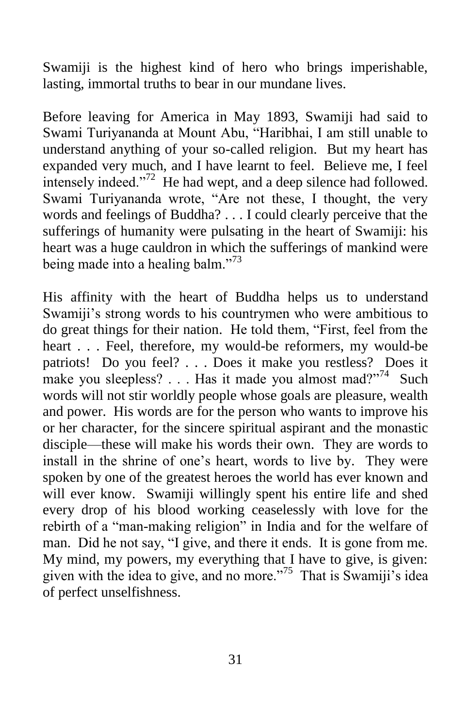Swamiji is the highest kind of hero who brings imperishable, lasting, immortal truths to bear in our mundane lives.

Before leaving for America in May 1893, Swamiji had said to Swami Turiyananda at Mount Abu, "Haribhai, I am still unable to understand anything of your so-called religion. But my heart has expanded very much, and I have learnt to feel. Believe me, I feel intensely indeed."[72] He had wept, and a deep silence had followed. Swami Turiyananda wrote, "Are not these, I thought, the very words and feelings of Buddha? . . . I could clearly perceive that the sufferings of humanity were pulsating in the heart of Swamiji: his heart was a huge cauldron in which the sufferings of mankind were being made into a healing balm."[73]

His affinity with the heart of Buddha helps us to understand Swamiji's strong words to his countrymen who were ambitious to do great things for their nation. He told them, "First, feel from the heart . . . Feel, therefore, my would-be reformers, my would-be patriots! Do you feel? . . . Does it make you restless? Does it make you sleepless? . . . Has it made you almost mad?"[74] Such words will not stir worldly people whose goals are pleasure, wealth and power. His words are for the person who wants to improve his or her character, for the sincere spiritual aspirant and the monastic disciple—these will make his words their own. They are words to install in the shrine of one's heart, words to live by. They were spoken by one of the greatest heroes the world has ever known and will ever know. Swamiji willingly spent his entire life and shed every drop of his blood working ceaselessly with love for the rebirth of a "man-making religion" in India and for the welfare of man. Did he not say, "I give, and there it ends. It is gone from me. My mind, my powers, my everything that I have to give, is given: given with the idea to give, and no more."[75] That is Swamiji's idea of perfect unselfishness.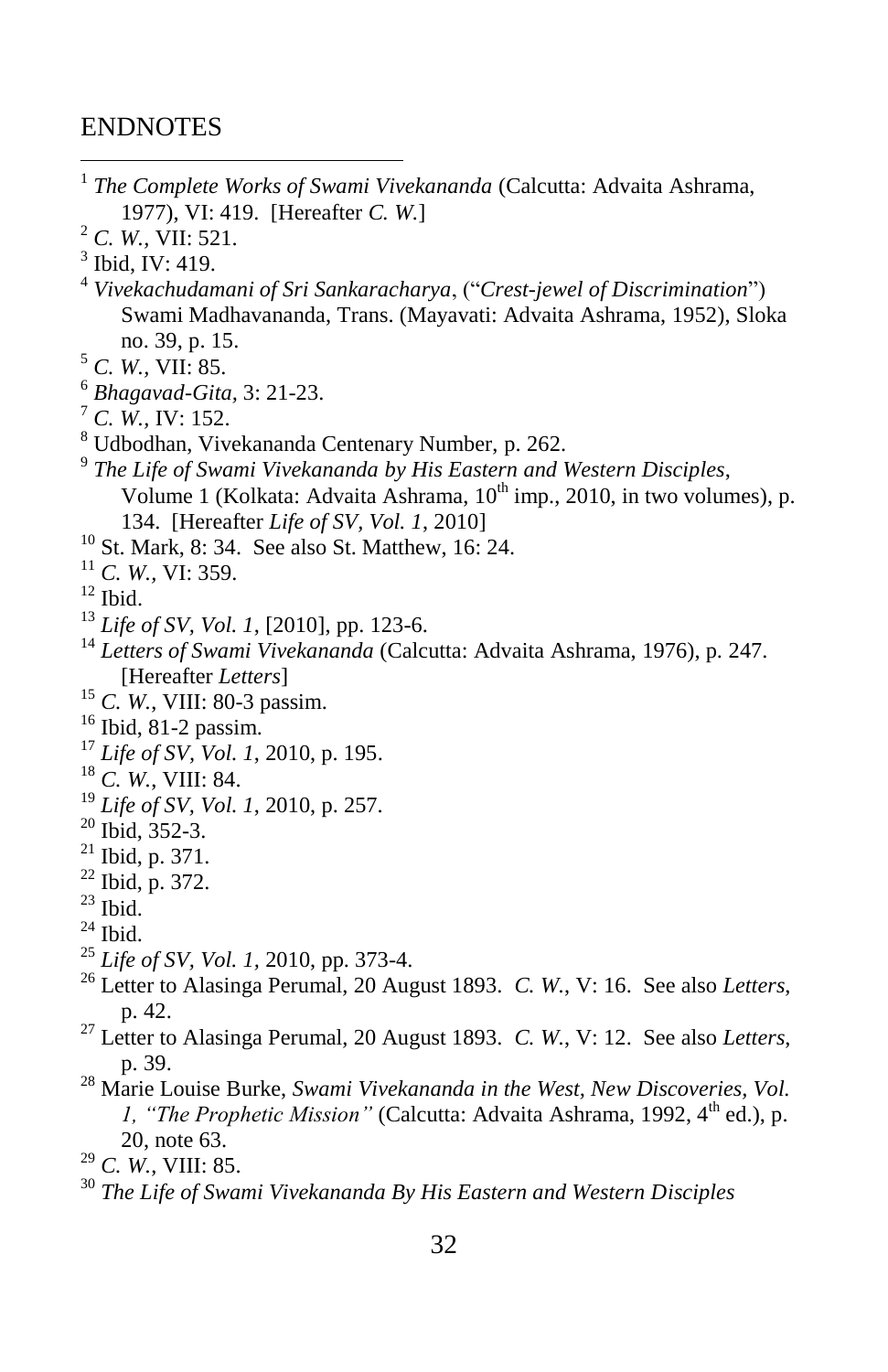# ENDNOTES

[1] *The Complete Works of Swami Vivekananda* (Calcutta: Advaita Ashrama, 1977), VI: 419. [Hereafter *C. W.*]

[2] *C. W.*, VII: 521.

[3] Ibid, IV: 419.

[4] *Vivekachudamani of Sri Sankaracharya*, ("*Crest-jewel of Discrimination*") Swami Madhavananda, Trans. (Mayavati: Advaita Ashrama, 1952), Sloka no. 39, p. 15.

[5] *C. W.,* VII: 85.

[6] *Bhagavad-Gita*, 3: 21-23.

[7] *C. W.,* IV: 152.

[8] Udbodhan, Vivekananda Centenary Number, p. 262.

[9] *The Life of Swami Vivekananda by His Eastern and Western Disciples*, Volume 1 (Kolkata: Advaita Ashrama, 10th imp., 2010, in two volumes), p. 134. [Hereafter *Life of SV, Vol. 1*, 2010]

[10] St. Mark, 8: 34. See also St. Matthew, 16: 24.

[11] *C. W.,* VI: 359.

[12] Ibid.

[13] *Life of SV, Vol. 1*, [2010], pp. 123-6.

[14] *Letters of Swami Vivekananda* (Calcutta: Advaita Ashrama, 1976), p. 247. [Hereafter *Letters*]

[15] *C. W.*, VIII: 80-3 passim.

[16] Ibid, 81-2 passim.

[17] *Life of SV, Vol. 1*, 2010, p. 195.

[18] *C. W.*, VIII: 84.

[19] *Life of SV, Vol. 1*, 2010, p. 257.

[20] Ibid, 352-3.

[21] Ibid, p. 371.

[22] Ibid, p. 372.

[23] Ibid.

[24] Ibid.

[25] *Life of SV, Vol. 1*, 2010, pp. 373-4.

[26] Letter to Alasinga Perumal, 20 August 1893. *C. W.*, V: 16. See also *Letters*, p. 42.

[27] Letter to Alasinga Perumal, 20 August 1893. *C. W.*, V: 12. See also *Letters*, p. 39.

[28] Marie Louise Burke, *Swami Vivekananda in the West, New Discoveries, Vol. 1, "The Prophetic Mission"* (Calcutta: Advaita Ashrama, 1992, 4th ed.), p. 20, note 63.

[29] *C. W.*, VIII: 85.

[30] *The Life of Swami Vivekananda By His Eastern and Western Disciples*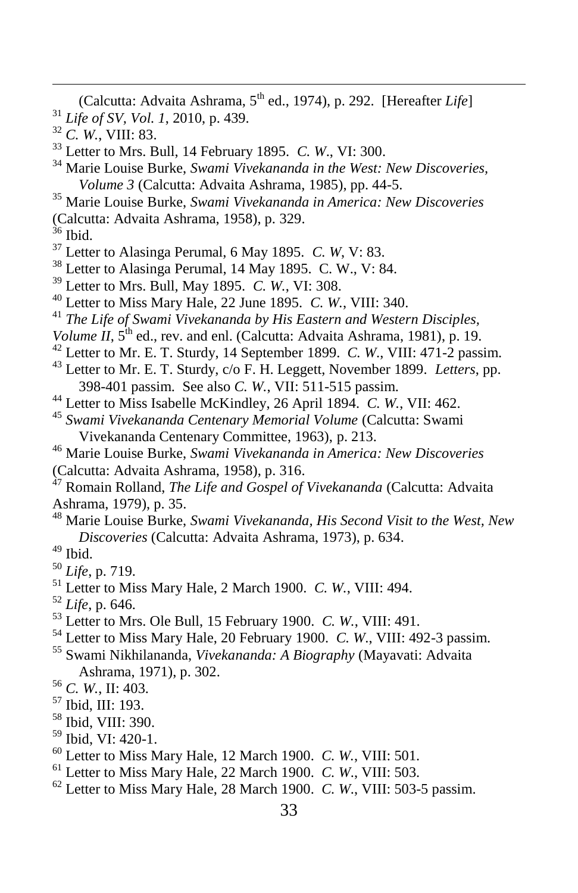(Calcutta: Advaita Ashrama, 5th ed., 1974), p. 292. [Hereafter *Life*]

[31] *Life of SV*, *Vol. 1*, 2010, p. 439.

[32] *C. W.*, VIII: 83.

[33] Letter to Mrs. Bull, 14 February 1895. *C. W.*, VI: 300.

[34] Marie Louise Burke, *Swami Vivekananda in the West: New Discoveries, Volume 3* (Calcutta: Advaita Ashrama, 1985), pp. 44-5.

[35] Marie Louise Burke, *Swami Vivekananda in America: New Discoveries* (Calcutta: Advaita Ashrama, 1958), p. 329.

[36] Ibid.

[37] Letter to Alasinga Perumal, 6 May 1895. *C. W*, V: 83.

[38] Letter to Alasinga Perumal, 14 May 1895. C. W., V: 84.

[39] Letter to Mrs. Bull, May 1895. *C. W.*, VI: 308.

[40] Letter to Miss Mary Hale, 22 June 1895. *C. W.*, VIII: 340.

[41] *The Life of Swami Vivekananda by His Eastern and Western Disciples, Volume II*, 5th ed., rev. and enl. (Calcutta: Advaita Ashrama, 1981), p. 19.

[42] Letter to Mr. E. T. Sturdy, 14 September 1899. *C. W.*, VIII: 471-2 passim.

[43] Letter to Mr. E. T. Sturdy, c/o F. H. Leggett, November 1899. *Letters*, pp. 398-401 passim. See also *C. W.*, VII: 511-515 passim.

[44] Letter to Miss Isabelle McKindley, 26 April 1894. *C. W.*, VII: 462.

[45] *Swami Vivekananda Centenary Memorial Volume* (Calcutta: Swami Vivekananda Centenary Committee, 1963), p. 213.

[46] Marie Louise Burke, *Swami Vivekananda in America: New Discoveries* (Calcutta: Advaita Ashrama, 1958), p. 316.

[47] Romain Rolland, *The Life and Gospel of Vivekananda* (Calcutta: Advaita Ashrama, 1979), p. 35.

[48] Marie Louise Burke, *Swami Vivekananda, His Second Visit to the West, New Discoveries* (Calcutta: Advaita Ashrama, 1973), p. 634.

[49] Ibid.

[50] *Life*, p. 719.

[51] Letter to Miss Mary Hale, 2 March 1900. *C. W.*, VIII: 494.

[52] *Life*, p. 646.

[53] Letter to Mrs. Ole Bull, 15 February 1900. *C. W.*, VIII: 491.

[54] Letter to Miss Mary Hale, 20 February 1900. *C. W.*, VIII: 492-3 passim.

[55] Swami Nikhilananda, *Vivekananda: A Biography* (Mayavati: Advaita Ashrama, 1971), p. 302.

[56] *C. W.*, II: 403.

[57] Ibid, III: 193.

[58] Ibid, VIII: 390.

[59] Ibid, VI: 420-1.

[60] Letter to Miss Mary Hale, 12 March 1900. *C. W.*, VIII: 501.

[61] Letter to Miss Mary Hale, 22 March 1900. *C. W.*, VIII: 503.

[62] Letter to Miss Mary Hale, 28 March 1900. *C. W.*, VIII: 503-5 passim.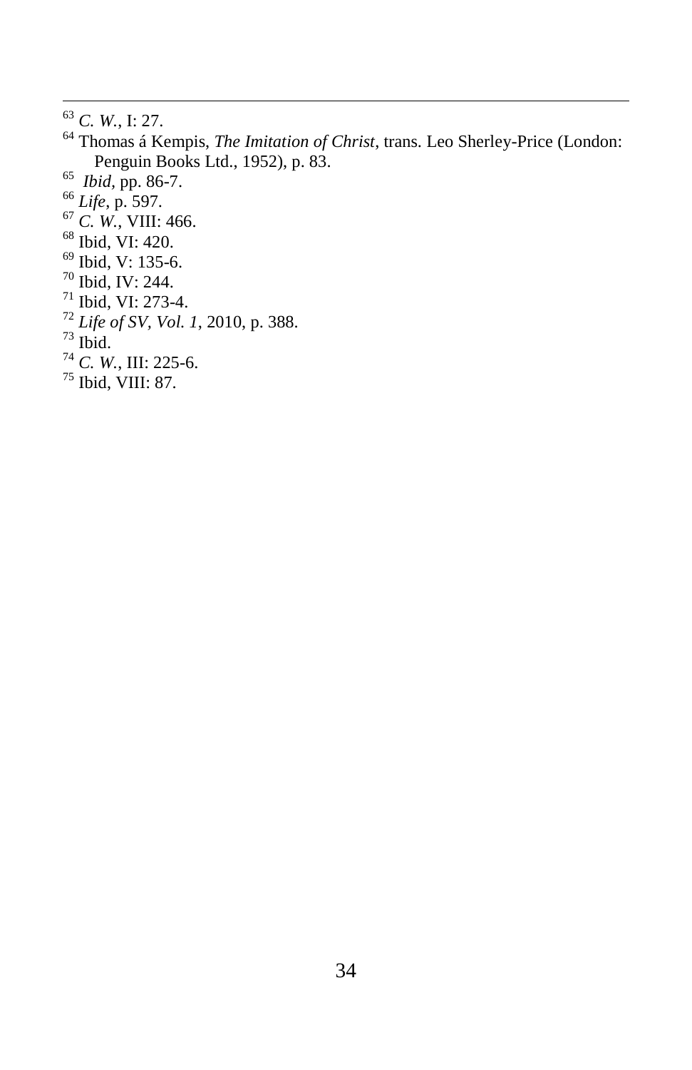[63] *C. W.*, I: 27.

[64] Thomas á Kempis, *The Imitation of Christ*, trans. Leo Sherley-Price (London: Penguin Books Ltd., 1952), p. 83.

[65] *Ibid*, pp. 86-7.

[66] *Life*, p. 597.

[67] *C. W.*, VIII: 466.

[68] Ibid, VI: 420.

[69] Ibid, V: 135-6.

[70] Ibid, IV: 244.

[71] Ibid, VI: 273-4.

[72] *Life of SV, Vol. 1*, 2010, p. 388.

[73] Ibid.

[74] *C. W.*, III: 225-6.

[75] Ibid, VIII: 87.